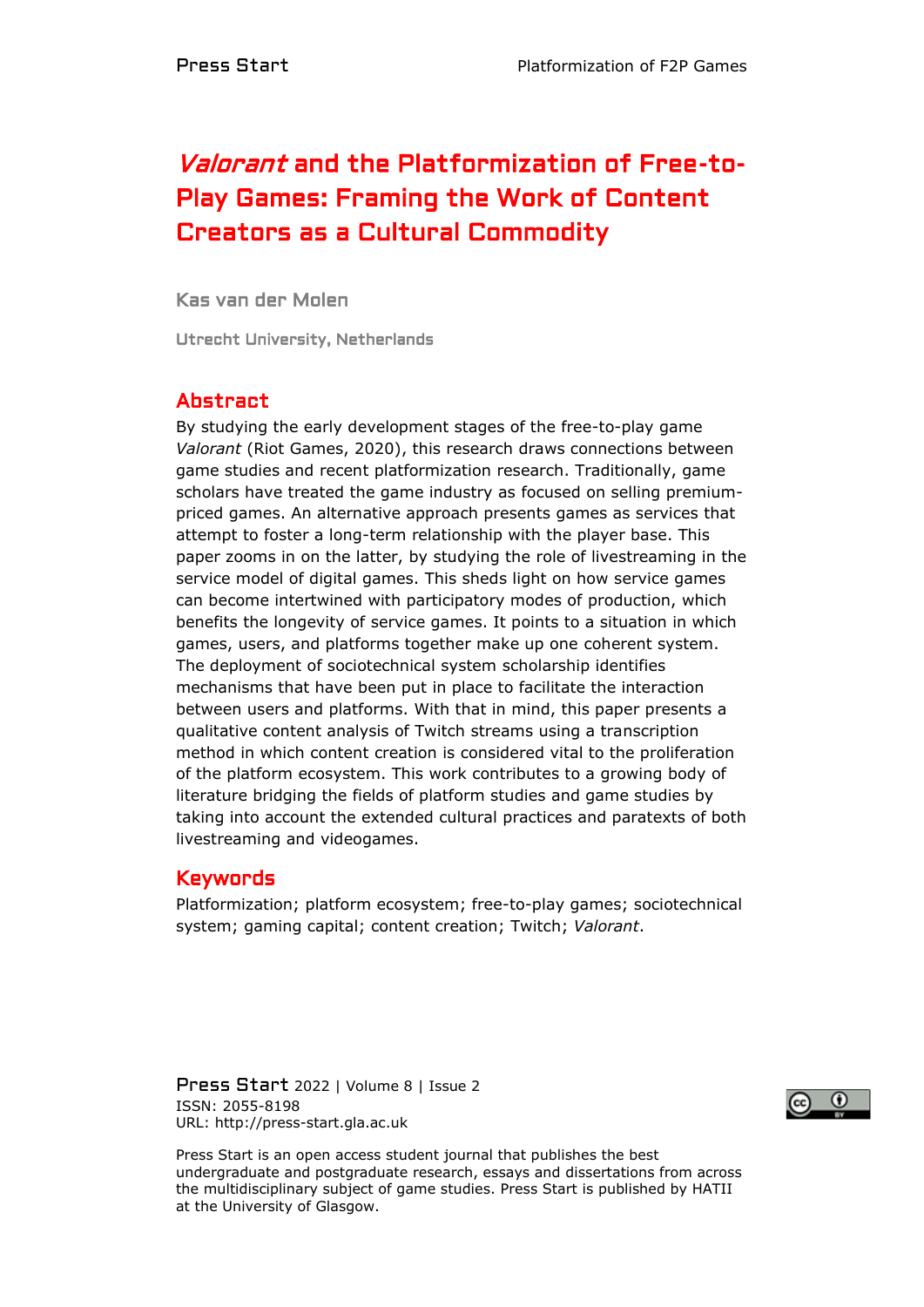# *Valorant* and the Platformization of Free-to-Play Games: Framing the Work of Content Creators as a Cultural Commodity

**Kas van der Molen**

Utrecht University, Netherlands

## Abstract

By studying the early development stages of the free-to-play game *Valorant* (Riot Games, 2020), this research draws connections between game studies and recent platformization research. Traditionally, game scholars have treated the game industry as focused on selling premium-priced games. An alternative approach presents games as services that attempt to foster a long-term relationship with the player base. This paper zooms in on the latter, by studying the role of livestreaming in the service model of digital games. This sheds light on how service games can become intertwined with participatory modes of production, which benefits the longevity of service games. It points to a situation in which games, users, and platforms together make up one coherent system. The deployment of sociotechnical system scholarship identifies mechanisms that have been put in place to facilitate the interaction between users and platforms. With that in mind, this paper presents a qualitative content analysis of Twitch streams using a transcription method in which content creation is considered vital to the proliferation of the platform ecosystem. This work contributes to a growing body of literature bridging the fields of platform studies and game studies by taking into account the extended cultural practices and paratexts of both livestreaming and videogames.

## Keywords

Platformization; platform ecosystem; free-to-play games; sociotechnical system; gaming capital; content creation; Twitch; *Valorant*.

Press Start 2022 | Volume 8 | Issue 2
ISSN: 2055-8198
URL: http://press-start.gla.ac.uk

Press Start is an open access student journal that publishes the best undergraduate and postgraduate research, essays and dissertations from across the multidisciplinary subject of game studies. Press Start is published by HATII at the University of Glasgow.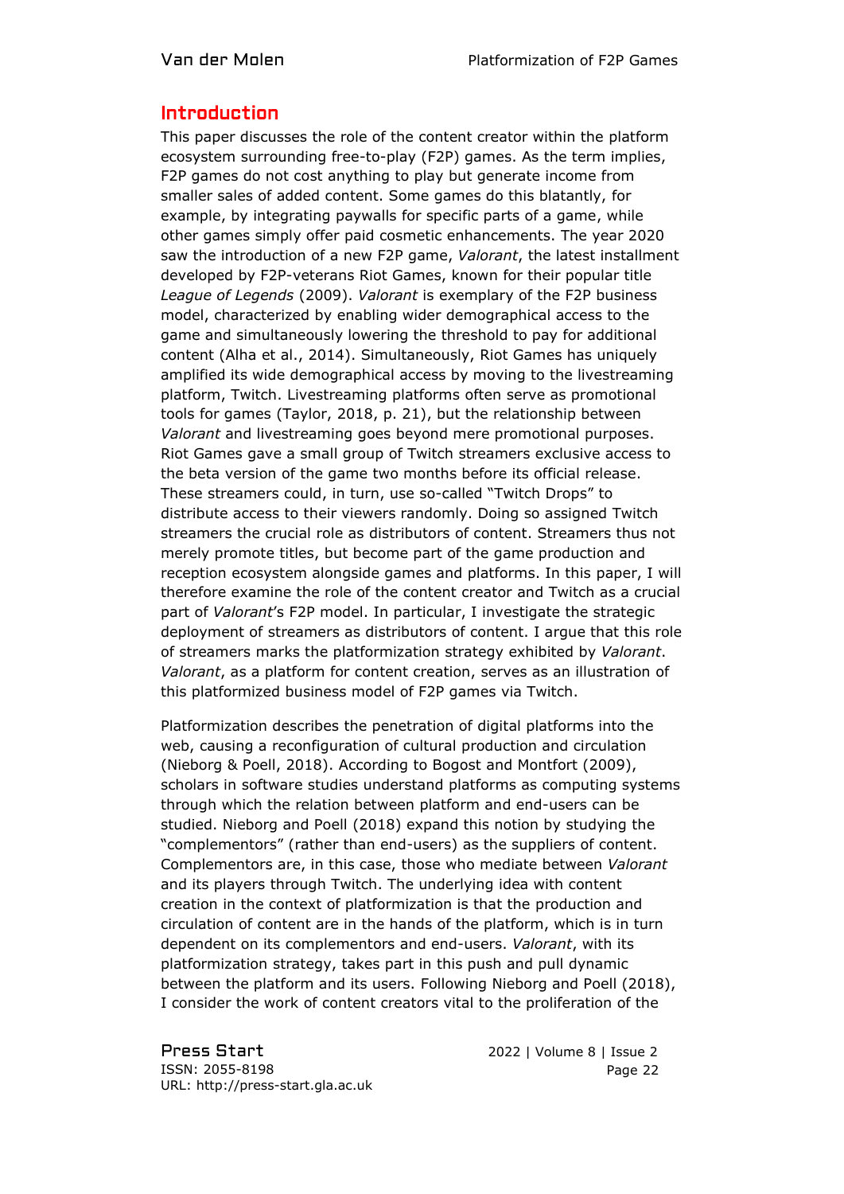## Introduction

This paper discusses the role of the content creator within the platform ecosystem surrounding free-to-play (F2P) games. As the term implies, F2P games do not cost anything to play but generate income from smaller sales of added content. Some games do this blatantly, for example, by integrating paywalls for specific parts of a game, while other games simply offer paid cosmetic enhancements. The year 2020 saw the introduction of a new F2P game, *Valorant*, the latest installment developed by F2P-veterans Riot Games, known for their popular title *League of Legends* (2009). *Valorant* is exemplary of the F2P business model, characterized by enabling wider demographical access to the game and simultaneously lowering the threshold to pay for additional content (Alha et al., 2014). Simultaneously, Riot Games has uniquely amplified its wide demographical access by moving to the livestreaming platform, Twitch. Livestreaming platforms often serve as promotional tools for games (Taylor, 2018, p. 21), but the relationship between *Valorant* and livestreaming goes beyond mere promotional purposes. Riot Games gave a small group of Twitch streamers exclusive access to the beta version of the game two months before its official release. These streamers could, in turn, use so-called "Twitch Drops" to distribute access to their viewers randomly. Doing so assigned Twitch streamers the crucial role as distributors of content. Streamers thus not merely promote titles, but become part of the game production and reception ecosystem alongside games and platforms. In this paper, I will therefore examine the role of the content creator and Twitch as a crucial part of *Valorant*'s F2P model. In particular, I investigate the strategic deployment of streamers as distributors of content. I argue that this role of streamers marks the platformization strategy exhibited by *Valorant*. *Valorant*, as a platform for content creation, serves as an illustration of this platformized business model of F2P games via Twitch.

Platformization describes the penetration of digital platforms into the web, causing a reconfiguration of cultural production and circulation (Nieborg & Poell, 2018). According to Bogost and Montfort (2009), scholars in software studies understand platforms as computing systems through which the relation between platform and end-users can be studied. Nieborg and Poell (2018) expand this notion by studying the "complementors" (rather than end-users) as the suppliers of content. Complementors are, in this case, those who mediate between *Valorant* and its players through Twitch. The underlying idea with content creation in the context of platformization is that the production and circulation of content are in the hands of the platform, which is in turn dependent on its complementors and end-users. *Valorant*, with its platformization strategy, takes part in this push and pull dynamic between the platform and its users. Following Nieborg and Poell (2018), I consider the work of content creators vital to the proliferation of the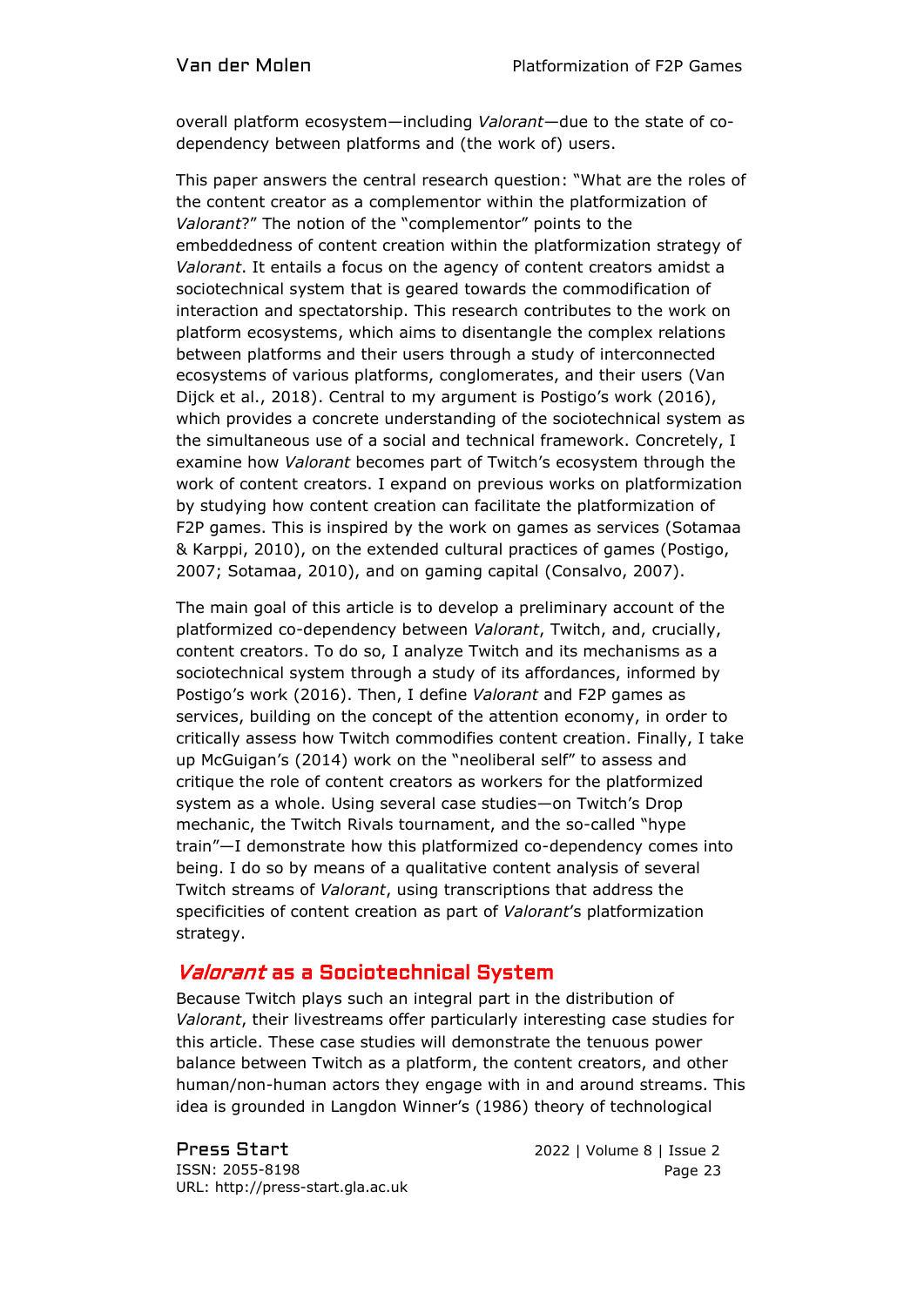overall platform ecosystem—including *Valorant*—due to the state of co-dependency between platforms and (the work of) users.

This paper answers the central research question: "What are the roles of the content creator as a complementor within the platformization of *Valorant*?" The notion of the "complementor" points to the embeddedness of content creation within the platformization strategy of *Valorant*. It entails a focus on the agency of content creators amidst a sociotechnical system that is geared towards the commodification of interaction and spectatorship. This research contributes to the work on platform ecosystems, which aims to disentangle the complex relations between platforms and their users through a study of interconnected ecosystems of various platforms, conglomerates, and their users (Van Dijck et al., 2018). Central to my argument is Postigo's work (2016), which provides a concrete understanding of the sociotechnical system as the simultaneous use of a social and technical framework. Concretely, I examine how *Valorant* becomes part of Twitch's ecosystem through the work of content creators. I expand on previous works on platformization by studying how content creation can facilitate the platformization of F2P games. This is inspired by the work on games as services (Sotamaa & Karppi, 2010), on the extended cultural practices of games (Postigo, 2007; Sotamaa, 2010), and on gaming capital (Consalvo, 2007).

The main goal of this article is to develop a preliminary account of the platformized co-dependency between *Valorant*, Twitch, and, crucially, content creators. To do so, I analyze Twitch and its mechanisms as a sociotechnical system through a study of its affordances, informed by Postigo's work (2016). Then, I define *Valorant* and F2P games as services, building on the concept of the attention economy, in order to critically assess how Twitch commodifies content creation. Finally, I take up McGuigan's (2014) work on the "neoliberal self" to assess and critique the role of content creators as workers for the platformized system as a whole. Using several case studies—on Twitch's Drop mechanic, the Twitch Rivals tournament, and the so-called "hype train"—I demonstrate how this platformized co-dependency comes into being. I do so by means of a qualitative content analysis of several Twitch streams of *Valorant*, using transcriptions that address the specificities of content creation as part of *Valorant*'s platformization strategy.

## *Valorant* as a Sociotechnical System

Because Twitch plays such an integral part in the distribution of *Valorant*, their livestreams offer particularly interesting case studies for this article. These case studies will demonstrate the tenuous power balance between Twitch as a platform, the content creators, and other human/non-human actors they engage with in and around streams. This idea is grounded in Langdon Winner's (1986) theory of technological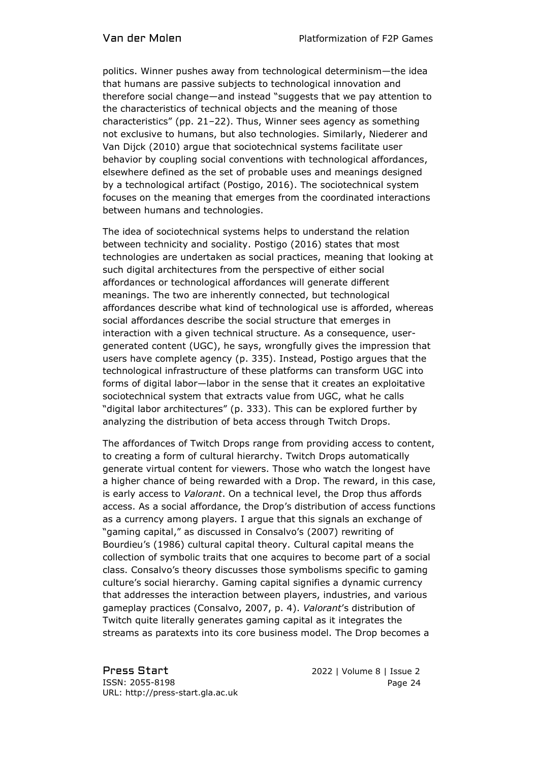politics. Winner pushes away from technological determinism—the idea that humans are passive subjects to technological innovation and therefore social change—and instead "suggests that we pay attention to the characteristics of technical objects and the meaning of those characteristics" (pp. 21–22). Thus, Winner sees agency as something not exclusive to humans, but also technologies. Similarly, Niederer and Van Dijck (2010) argue that sociotechnical systems facilitate user behavior by coupling social conventions with technological affordances, elsewhere defined as the set of probable uses and meanings designed by a technological artifact (Postigo, 2016). The sociotechnical system focuses on the meaning that emerges from the coordinated interactions between humans and technologies.

The idea of sociotechnical systems helps to understand the relation between technicity and sociality. Postigo (2016) states that most technologies are undertaken as social practices, meaning that looking at such digital architectures from the perspective of either social affordances or technological affordances will generate different meanings. The two are inherently connected, but technological affordances describe what kind of technological use is afforded, whereas social affordances describe the social structure that emerges in interaction with a given technical structure. As a consequence, user-generated content (UGC), he says, wrongfully gives the impression that users have complete agency (p. 335). Instead, Postigo argues that the technological infrastructure of these platforms can transform UGC into forms of digital labor—labor in the sense that it creates an exploitative sociotechnical system that extracts value from UGC, what he calls "digital labor architectures" (p. 333). This can be explored further by analyzing the distribution of beta access through Twitch Drops.

The affordances of Twitch Drops range from providing access to content, to creating a form of cultural hierarchy. Twitch Drops automatically generate virtual content for viewers. Those who watch the longest have a higher chance of being rewarded with a Drop. The reward, in this case, is early access to *Valorant*. On a technical level, the Drop thus affords access. As a social affordance, the Drop's distribution of access functions as a currency among players. I argue that this signals an exchange of "gaming capital," as discussed in Consalvo's (2007) rewriting of Bourdieu's (1986) cultural capital theory. Cultural capital means the collection of symbolic traits that one acquires to become part of a social class. Consalvo's theory discusses those symbolisms specific to gaming culture's social hierarchy. Gaming capital signifies a dynamic currency that addresses the interaction between players, industries, and various gameplay practices (Consalvo, 2007, p. 4). *Valorant*'s distribution of Twitch quite literally generates gaming capital as it integrates the streams as paratexts into its core business model. The Drop becomes a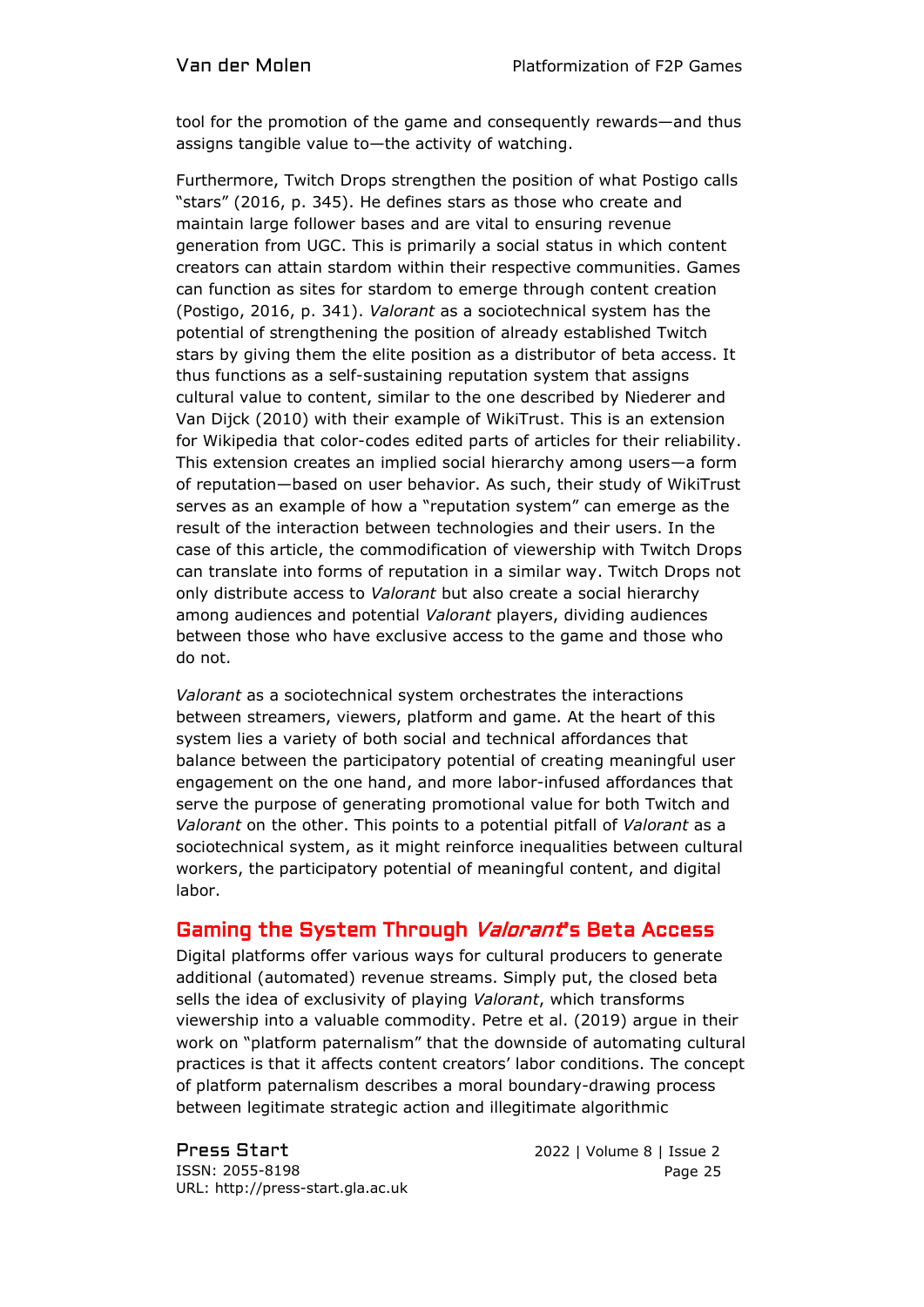tool for the promotion of the game and consequently rewards—and thus assigns tangible value to—the activity of watching.

Furthermore, Twitch Drops strengthen the position of what Postigo calls "stars" (2016, p. 345). He defines stars as those who create and maintain large follower bases and are vital to ensuring revenue generation from UGC. This is primarily a social status in which content creators can attain stardom within their respective communities. Games can function as sites for stardom to emerge through content creation (Postigo, 2016, p. 341). *Valorant* as a sociotechnical system has the potential of strengthening the position of already established Twitch stars by giving them the elite position as a distributor of beta access. It thus functions as a self-sustaining reputation system that assigns cultural value to content, similar to the one described by Niederer and Van Dijck (2010) with their example of WikiTrust. This is an extension for Wikipedia that color-codes edited parts of articles for their reliability. This extension creates an implied social hierarchy among users—a form of reputation—based on user behavior. As such, their study of WikiTrust serves as an example of how a "reputation system" can emerge as the result of the interaction between technologies and their users. In the case of this article, the commodification of viewership with Twitch Drops can translate into forms of reputation in a similar way. Twitch Drops not only distribute access to *Valorant* but also create a social hierarchy among audiences and potential *Valorant* players, dividing audiences between those who have exclusive access to the game and those who do not.

*Valorant* as a sociotechnical system orchestrates the interactions between streamers, viewers, platform and game. At the heart of this system lies a variety of both social and technical affordances that balance between the participatory potential of creating meaningful user engagement on the one hand, and more labor-infused affordances that serve the purpose of generating promotional value for both Twitch and *Valorant* on the other. This points to a potential pitfall of *Valorant* as a sociotechnical system, as it might reinforce inequalities between cultural workers, the participatory potential of meaningful content, and digital labor.

## Gaming the System Through *Valorant*'s Beta Access

Digital platforms offer various ways for cultural producers to generate additional (automated) revenue streams. Simply put, the closed beta sells the idea of exclusivity of playing *Valorant*, which transforms viewership into a valuable commodity. Petre et al. (2019) argue in their work on "platform paternalism" that the downside of automating cultural practices is that it affects content creators' labor conditions. The concept of platform paternalism describes a moral boundary-drawing process between legitimate strategic action and illegitimate algorithmic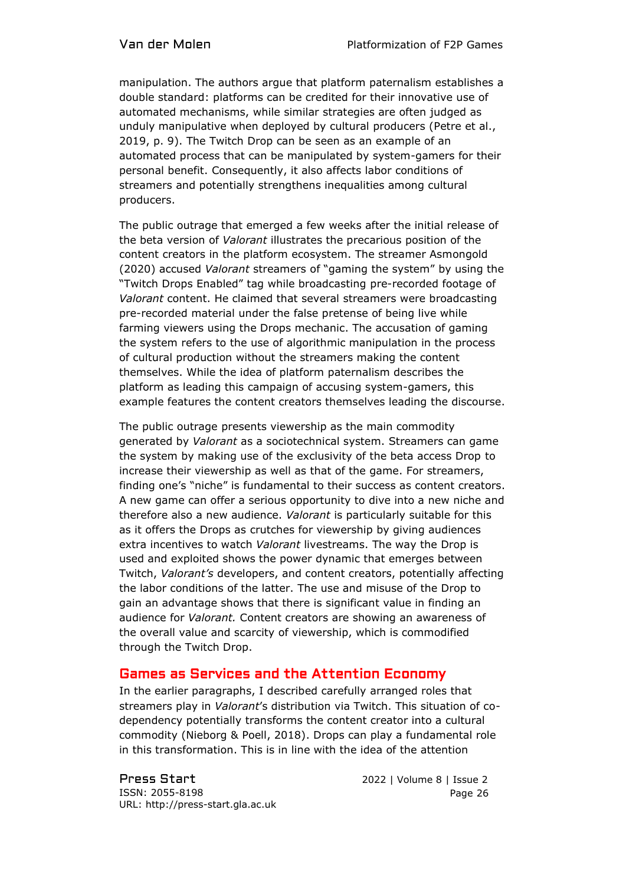manipulation. The authors argue that platform paternalism establishes a double standard: platforms can be credited for their innovative use of automated mechanisms, while similar strategies are often judged as unduly manipulative when deployed by cultural producers (Petre et al., 2019, p. 9). The Twitch Drop can be seen as an example of an automated process that can be manipulated by system-gamers for their personal benefit. Consequently, it also affects labor conditions of streamers and potentially strengthens inequalities among cultural producers.

The public outrage that emerged a few weeks after the initial release of the beta version of *Valorant* illustrates the precarious position of the content creators in the platform ecosystem. The streamer Asmongold (2020) accused *Valorant* streamers of "gaming the system" by using the "Twitch Drops Enabled" tag while broadcasting pre-recorded footage of *Valorant* content. He claimed that several streamers were broadcasting pre-recorded material under the false pretense of being live while farming viewers using the Drops mechanic. The accusation of gaming the system refers to the use of algorithmic manipulation in the process of cultural production without the streamers making the content themselves. While the idea of platform paternalism describes the platform as leading this campaign of accusing system-gamers, this example features the content creators themselves leading the discourse.

The public outrage presents viewership as the main commodity generated by *Valorant* as a sociotechnical system. Streamers can game the system by making use of the exclusivity of the beta access Drop to increase their viewership as well as that of the game. For streamers, finding one's "niche" is fundamental to their success as content creators. A new game can offer a serious opportunity to dive into a new niche and therefore also a new audience. *Valorant* is particularly suitable for this as it offers the Drops as crutches for viewership by giving audiences extra incentives to watch *Valorant* livestreams. The way the Drop is used and exploited shows the power dynamic that emerges between Twitch, *Valorant's* developers, and content creators, potentially affecting the labor conditions of the latter. The use and misuse of the Drop to gain an advantage shows that there is significant value in finding an audience for *Valorant.* Content creators are showing an awareness of the overall value and scarcity of viewership, which is commodified through the Twitch Drop.

## Games as Services and the Attention Economy

In the earlier paragraphs, I described carefully arranged roles that streamers play in *Valorant*'s distribution via Twitch. This situation of co-dependency potentially transforms the content creator into a cultural commodity (Nieborg & Poell, 2018). Drops can play a fundamental role in this transformation. This is in line with the idea of the attention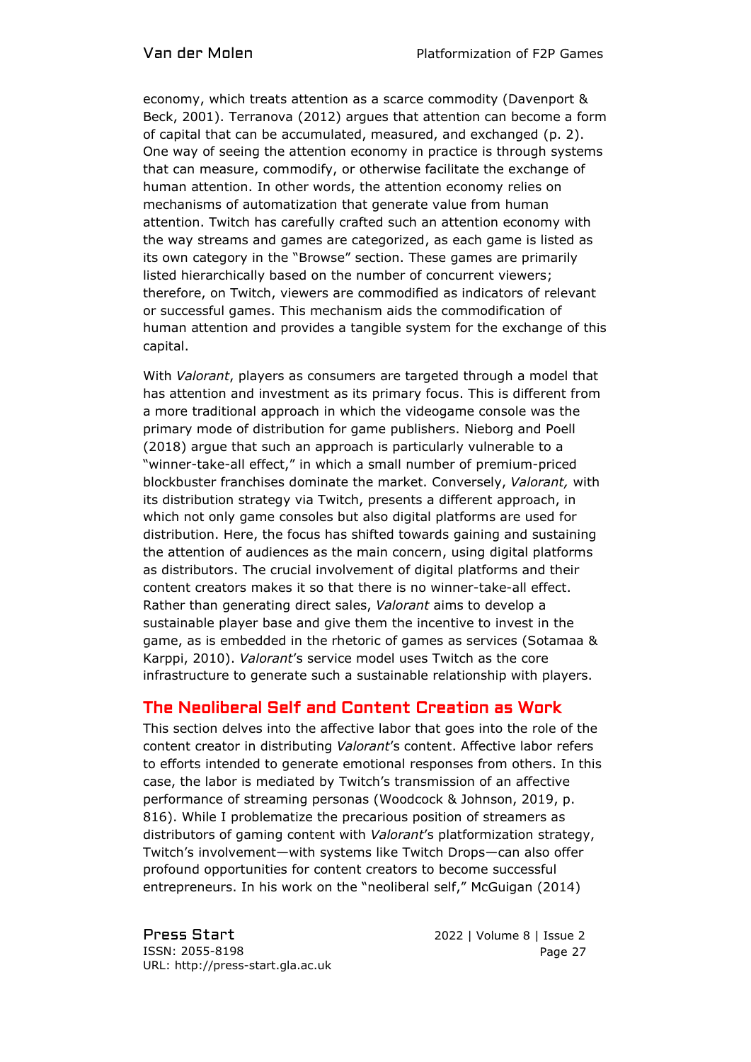economy, which treats attention as a scarce commodity (Davenport & Beck, 2001). Terranova (2012) argues that attention can become a form of capital that can be accumulated, measured, and exchanged (p. 2). One way of seeing the attention economy in practice is through systems that can measure, commodify, or otherwise facilitate the exchange of human attention. In other words, the attention economy relies on mechanisms of automatization that generate value from human attention. Twitch has carefully crafted such an attention economy with the way streams and games are categorized, as each game is listed as its own category in the "Browse" section. These games are primarily listed hierarchically based on the number of concurrent viewers; therefore, on Twitch, viewers are commodified as indicators of relevant or successful games. This mechanism aids the commodification of human attention and provides a tangible system for the exchange of this capital.

With *Valorant*, players as consumers are targeted through a model that has attention and investment as its primary focus. This is different from a more traditional approach in which the videogame console was the primary mode of distribution for game publishers. Nieborg and Poell (2018) argue that such an approach is particularly vulnerable to a "winner-take-all effect," in which a small number of premium-priced blockbuster franchises dominate the market. Conversely, *Valorant,* with its distribution strategy via Twitch, presents a different approach, in which not only game consoles but also digital platforms are used for distribution. Here, the focus has shifted towards gaining and sustaining the attention of audiences as the main concern, using digital platforms as distributors. The crucial involvement of digital platforms and their content creators makes it so that there is no winner-take-all effect. Rather than generating direct sales, *Valorant* aims to develop a sustainable player base and give them the incentive to invest in the game, as is embedded in the rhetoric of games as services (Sotamaa & Karppi, 2010). *Valorant*'s service model uses Twitch as the core infrastructure to generate such a sustainable relationship with players.

## The Neoliberal Self and Content Creation as Work

This section delves into the affective labor that goes into the role of the content creator in distributing *Valorant*'s content. Affective labor refers to efforts intended to generate emotional responses from others. In this case, the labor is mediated by Twitch's transmission of an affective performance of streaming personas (Woodcock & Johnson, 2019, p. 816). While I problematize the precarious position of streamers as distributors of gaming content with *Valorant*'s platformization strategy, Twitch's involvement—with systems like Twitch Drops—can also offer profound opportunities for content creators to become successful entrepreneurs. In his work on the "neoliberal self," McGuigan (2014)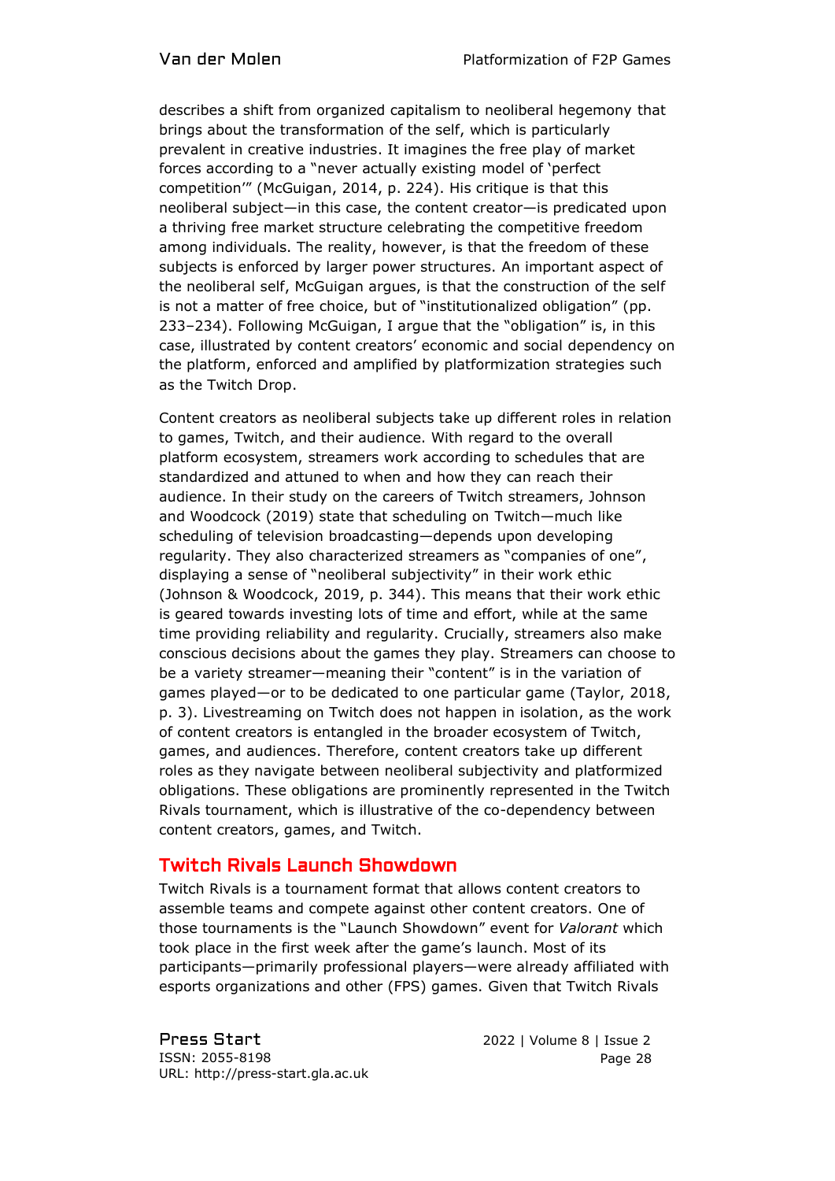describes a shift from organized capitalism to neoliberal hegemony that brings about the transformation of the self, which is particularly prevalent in creative industries. It imagines the free play of market forces according to a "never actually existing model of 'perfect competition'" (McGuigan, 2014, p. 224). His critique is that this neoliberal subject—in this case, the content creator—is predicated upon a thriving free market structure celebrating the competitive freedom among individuals. The reality, however, is that the freedom of these subjects is enforced by larger power structures. An important aspect of the neoliberal self, McGuigan argues, is that the construction of the self is not a matter of free choice, but of "institutionalized obligation" (pp. 233–234). Following McGuigan, I argue that the "obligation" is, in this case, illustrated by content creators' economic and social dependency on the platform, enforced and amplified by platformization strategies such as the Twitch Drop.

Content creators as neoliberal subjects take up different roles in relation to games, Twitch, and their audience. With regard to the overall platform ecosystem, streamers work according to schedules that are standardized and attuned to when and how they can reach their audience. In their study on the careers of Twitch streamers, Johnson and Woodcock (2019) state that scheduling on Twitch—much like scheduling of television broadcasting—depends upon developing regularity. They also characterized streamers as "companies of one", displaying a sense of "neoliberal subjectivity" in their work ethic (Johnson & Woodcock, 2019, p. 344). This means that their work ethic is geared towards investing lots of time and effort, while at the same time providing reliability and regularity. Crucially, streamers also make conscious decisions about the games they play. Streamers can choose to be a variety streamer—meaning their "content" is in the variation of games played—or to be dedicated to one particular game (Taylor, 2018, p. 3). Livestreaming on Twitch does not happen in isolation, as the work of content creators is entangled in the broader ecosystem of Twitch, games, and audiences. Therefore, content creators take up different roles as they navigate between neoliberal subjectivity and platformized obligations. These obligations are prominently represented in the Twitch Rivals tournament, which is illustrative of the co-dependency between content creators, games, and Twitch.

## Twitch Rivals Launch Showdown

Twitch Rivals is a tournament format that allows content creators to assemble teams and compete against other content creators. One of those tournaments is the "Launch Showdown" event for *Valorant* which took place in the first week after the game's launch. Most of its participants—primarily professional players—were already affiliated with esports organizations and other (FPS) games. Given that Twitch Rivals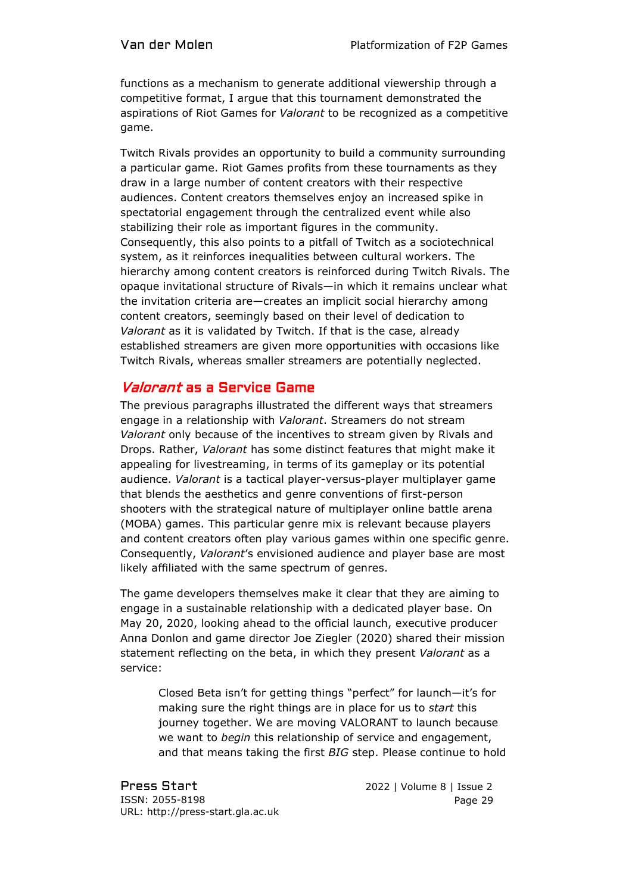functions as a mechanism to generate additional viewership through a competitive format, I argue that this tournament demonstrated the aspirations of Riot Games for *Valorant* to be recognized as a competitive game.

Twitch Rivals provides an opportunity to build a community surrounding a particular game. Riot Games profits from these tournaments as they draw in a large number of content creators with their respective audiences. Content creators themselves enjoy an increased spike in spectatorial engagement through the centralized event while also stabilizing their role as important figures in the community. Consequently, this also points to a pitfall of Twitch as a sociotechnical system, as it reinforces inequalities between cultural workers. The hierarchy among content creators is reinforced during Twitch Rivals. The opaque invitational structure of Rivals—in which it remains unclear what the invitation criteria are—creates an implicit social hierarchy among content creators, seemingly based on their level of dedication to *Valorant* as it is validated by Twitch. If that is the case, already established streamers are given more opportunities with occasions like Twitch Rivals, whereas smaller streamers are potentially neglected.

## *Valorant* as a Service Game

The previous paragraphs illustrated the different ways that streamers engage in a relationship with *Valorant*. Streamers do not stream *Valorant* only because of the incentives to stream given by Rivals and Drops. Rather, *Valorant* has some distinct features that might make it appealing for livestreaming, in terms of its gameplay or its potential audience. *Valorant* is a tactical player-versus-player multiplayer game that blends the aesthetics and genre conventions of first-person shooters with the strategical nature of multiplayer online battle arena (MOBA) games. This particular genre mix is relevant because players and content creators often play various games within one specific genre. Consequently, *Valorant*'s envisioned audience and player base are most likely affiliated with the same spectrum of genres.

The game developers themselves make it clear that they are aiming to engage in a sustainable relationship with a dedicated player base. On May 20, 2020, looking ahead to the official launch, executive producer Anna Donlon and game director Joe Ziegler (2020) shared their mission statement reflecting on the beta, in which they present *Valorant* as a service:

> Closed Beta isn't for getting things "perfect" for launch—it's for making sure the right things are in place for us to *start* this journey together. We are moving VALORANT to launch because we want to *begin* this relationship of service and engagement, and that means taking the first *BIG* step. Please continue to hold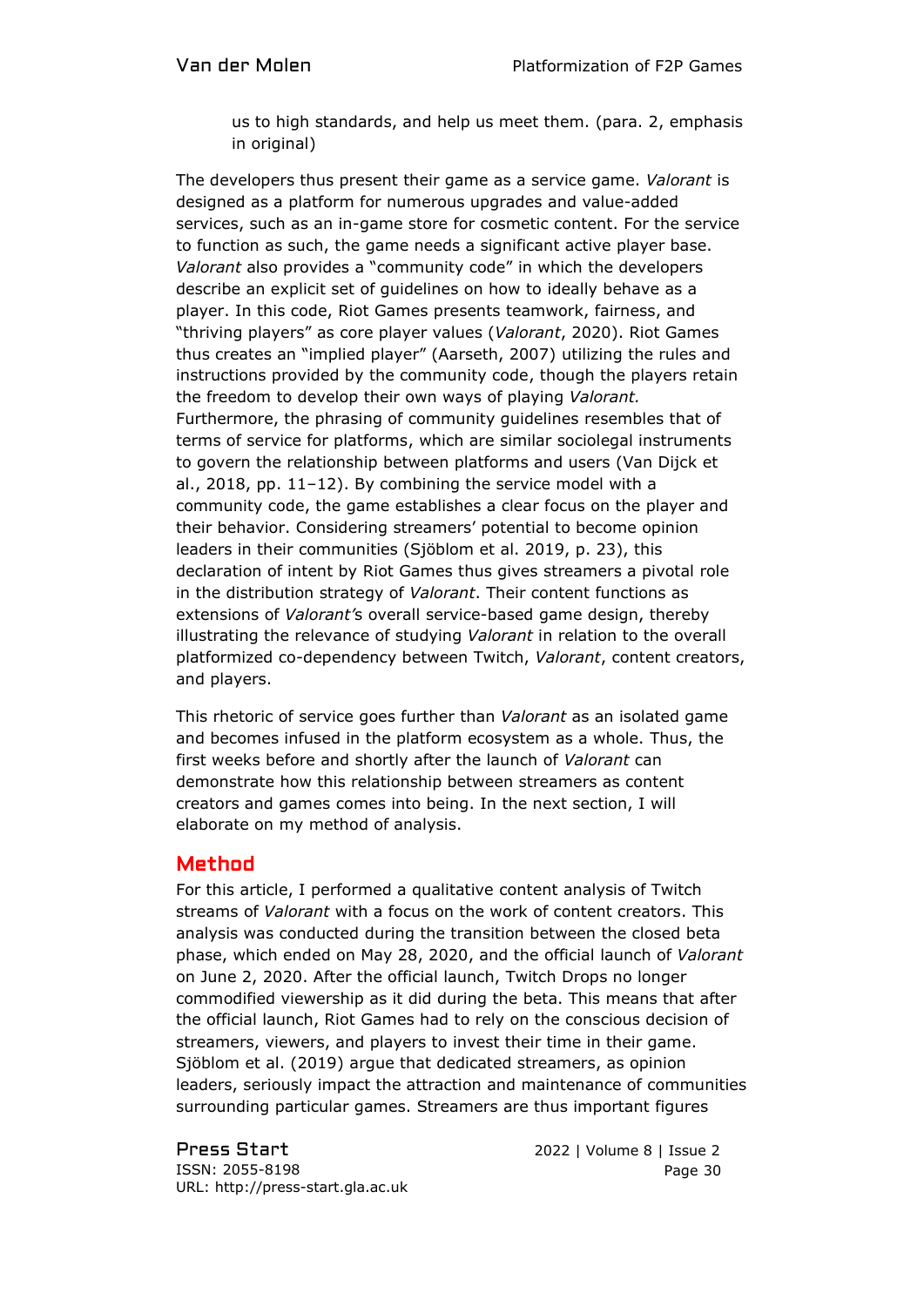> us to high standards, and help us meet them. (para. 2, emphasis in original)

The developers thus present their game as a service game. *Valorant* is designed as a platform for numerous upgrades and value-added services, such as an in-game store for cosmetic content. For the service to function as such, the game needs a significant active player base. *Valorant* also provides a "community code" in which the developers describe an explicit set of guidelines on how to ideally behave as a player. In this code, Riot Games presents teamwork, fairness, and "thriving players" as core player values (*Valorant*, 2020). Riot Games thus creates an "implied player" (Aarseth, 2007) utilizing the rules and instructions provided by the community code, though the players retain the freedom to develop their own ways of playing *Valorant.* Furthermore, the phrasing of community guidelines resembles that of terms of service for platforms, which are similar sociolegal instruments to govern the relationship between platforms and users (Van Dijck et al., 2018, pp. 11–12). By combining the service model with a community code, the game establishes a clear focus on the player and their behavior. Considering streamers' potential to become opinion leaders in their communities (Sjöblom et al. 2019, p. 23), this declaration of intent by Riot Games thus gives streamers a pivotal role in the distribution strategy of *Valorant*. Their content functions as extensions of *Valorant'*s overall service-based game design, thereby illustrating the relevance of studying *Valorant* in relation to the overall platformized co-dependency between Twitch, *Valorant*, content creators, and players.

This rhetoric of service goes further than *Valorant* as an isolated game and becomes infused in the platform ecosystem as a whole. Thus, the first weeks before and shortly after the launch of *Valorant* can demonstrate how this relationship between streamers as content creators and games comes into being. In the next section, I will elaborate on my method of analysis.

## Method

For this article, I performed a qualitative content analysis of Twitch streams of *Valorant* with a focus on the work of content creators. This analysis was conducted during the transition between the closed beta phase, which ended on May 28, 2020, and the official launch of *Valorant* on June 2, 2020. After the official launch, Twitch Drops no longer commodified viewership as it did during the beta. This means that after the official launch, Riot Games had to rely on the conscious decision of streamers, viewers, and players to invest their time in their game. Sjöblom et al. (2019) argue that dedicated streamers, as opinion leaders, seriously impact the attraction and maintenance of communities surrounding particular games. Streamers are thus important figures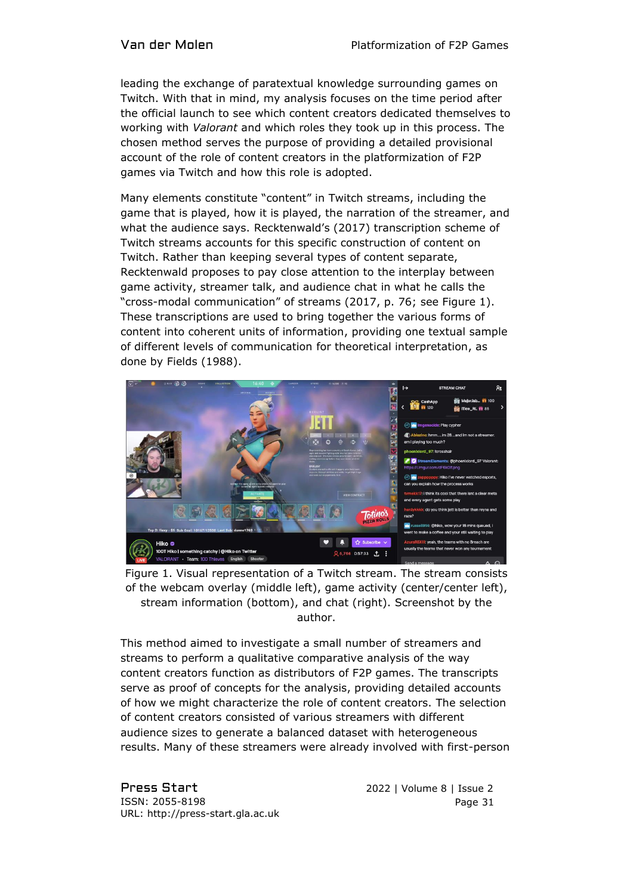leading the exchange of paratextual knowledge surrounding games on Twitch. With that in mind, my analysis focuses on the time period after the official launch to see which content creators dedicated themselves to working with *Valorant* and which roles they took up in this process. The chosen method serves the purpose of providing a detailed provisional account of the role of content creators in the platformization of F2P games via Twitch and how this role is adopted.

Many elements constitute "content" in Twitch streams, including the game that is played, how it is played, the narration of the streamer, and what the audience says. Recktenwald's (2017) transcription scheme of Twitch streams accounts for this specific construction of content on Twitch. Rather than keeping several types of content separate, Recktenwald proposes to pay close attention to the interplay between game activity, streamer talk, and audience chat in what he calls the "cross-modal communication" of streams (2017, p. 76; see Figure 1). These transcriptions are used to bring together the various forms of content into coherent units of information, providing one textual sample of different levels of communication for theoretical interpretation, as done by Fields (1988).

Figure 1. Visual representation of a Twitch stream. The stream consists of the webcam overlay (middle left), game activity (center/center left), stream information (bottom), and chat (right). Screenshot by the author.

This method aimed to investigate a small number of streamers and streams to perform a qualitative comparative analysis of the way content creators function as distributors of F2P games. The transcripts serve as proof of concepts for the analysis, providing detailed accounts of how we might characterize the role of content creators. The selection of content creators consisted of various streamers with different audience sizes to generate a balanced dataset with heterogeneous results. Many of these streamers were already involved with first-person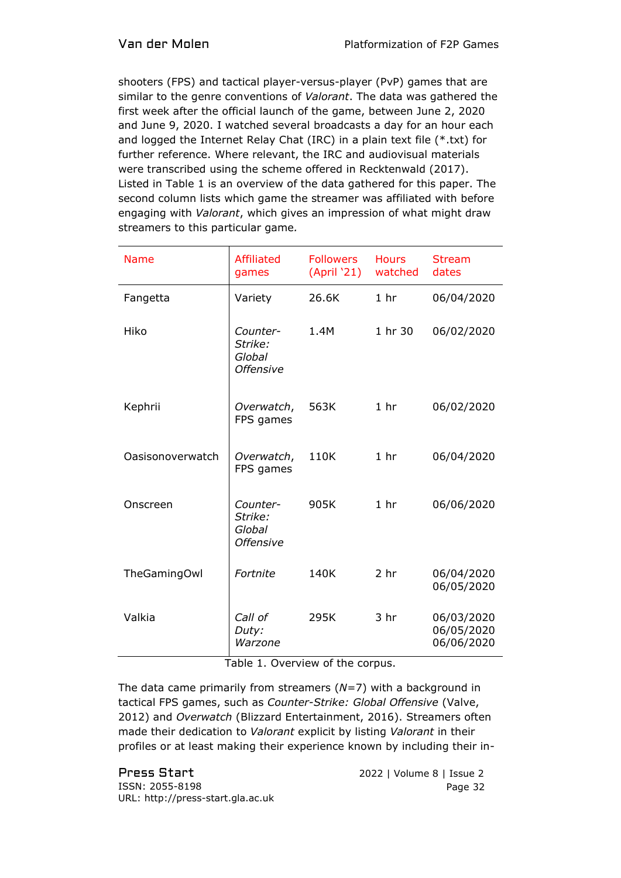shooters (FPS) and tactical player-versus-player (PvP) games that are similar to the genre conventions of *Valorant*. The data was gathered the first week after the official launch of the game, between June 2, 2020 and June 9, 2020. I watched several broadcasts a day for an hour each and logged the Internet Relay Chat (IRC) in a plain text file (*.txt) for further reference. Where relevant, the IRC and audiovisual materials were transcribed using the scheme offered in Recktenwald (2017). Listed in Table 1 is an overview of the data gathered for this paper. The second column lists which game the streamer was affiliated with before engaging with *Valorant*, which gives an impression of what might draw streamers to this particular game.

| Name | Affiliated games | Followers (April '21) | Hours watched | Stream dates |
|---|---|---|---|---|
| Fangetta | Variety | 26.6K | 1 hr | 06/04/2020 |
| Hiko | *Counter-Strike: Global Offensive* | 1.4M | 1 hr 30 | 06/02/2020 |
| Kephrii | *Overwatch*, FPS games | 563K | 1 hr | 06/02/2020 |
| Oasisonoverwatch | *Overwatch*, FPS games | 110K | 1 hr | 06/04/2020 |
| Onscreen | *Counter-Strike: Global Offensive* | 905K | 1 hr | 06/06/2020 |
| TheGamingOwl | *Fortnite* | 140K | 2 hr | 06/04/2020 06/05/2020 |
| Valkia | *Call of Duty: Warzone* | 295K | 3 hr | 06/03/2020 06/05/2020 06/06/2020 |

Table 1. Overview of the corpus.

The data came primarily from streamers ($N$=7) with a background in tactical FPS games, such as *Counter-Strike: Global Offensive* (Valve, 2012) and *Overwatch* (Blizzard Entertainment, 2016). Streamers often made their dedication to *Valorant* explicit by listing *Valorant* in their profiles or at least making their experience known by including their in-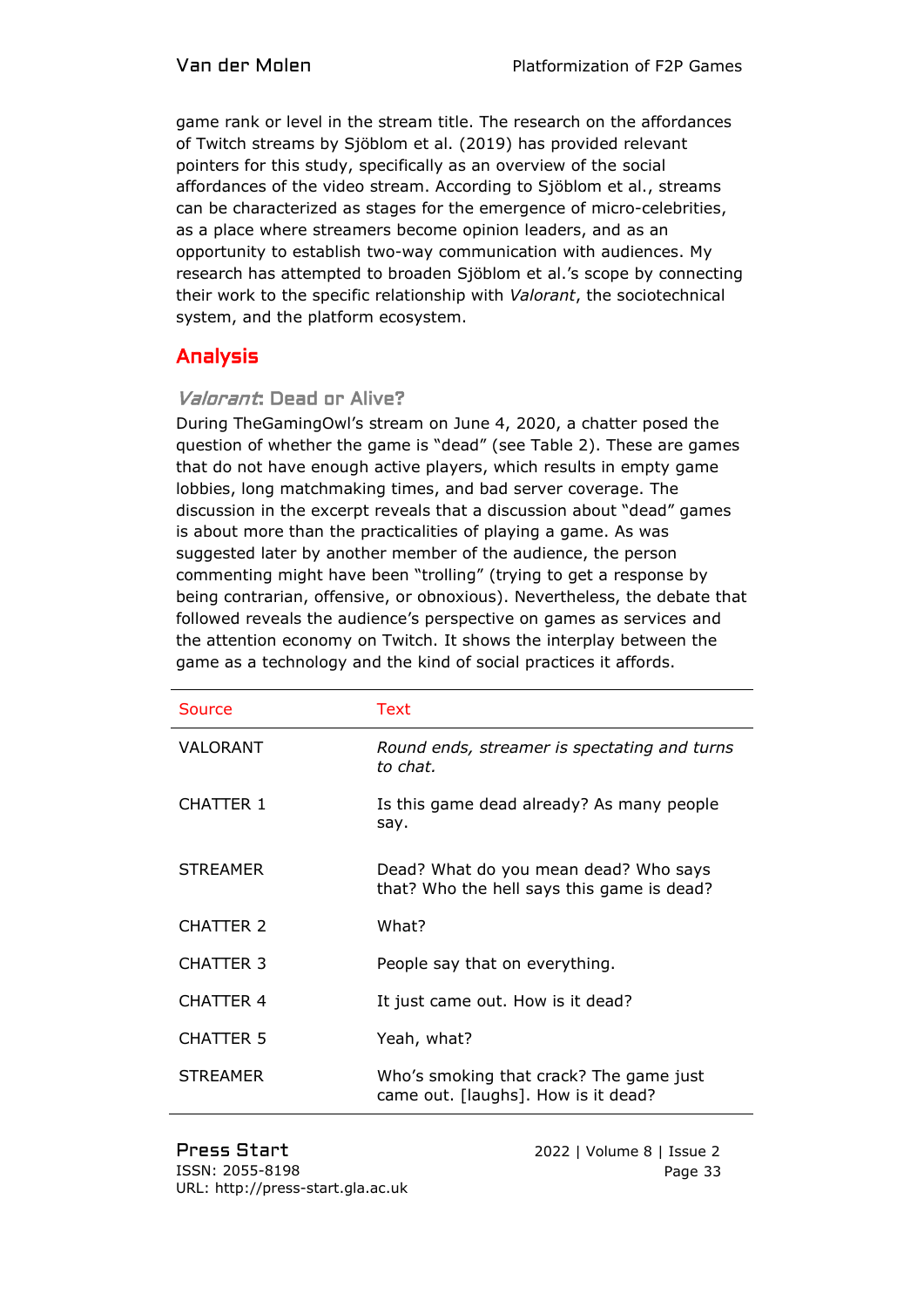game rank or level in the stream title. The research on the affordances of Twitch streams by Sjöblom et al. (2019) has provided relevant pointers for this study, specifically as an overview of the social affordances of the video stream. According to Sjöblom et al., streams can be characterized as stages for the emergence of micro-celebrities, as a place where streamers become opinion leaders, and as an opportunity to establish two-way communication with audiences. My research has attempted to broaden Sjöblom et al.'s scope by connecting their work to the specific relationship with *Valorant*, the sociotechnical system, and the platform ecosystem.

## Analysis

### *Valorant*: Dead or Alive?

During TheGamingOwl's stream on June 4, 2020, a chatter posed the question of whether the game is "dead" (see Table 2). These are games that do not have enough active players, which results in empty game lobbies, long matchmaking times, and bad server coverage. The discussion in the excerpt reveals that a discussion about "dead" games is about more than the practicalities of playing a game. As was suggested later by another member of the audience, the person commenting might have been "trolling" (trying to get a response by being contrarian, offensive, or obnoxious). Nevertheless, the debate that followed reveals the audience's perspective on games as services and the attention economy on Twitch. It shows the interplay between the game as a technology and the kind of social practices it affords.

| Source | Text |
|---|---|
| VALORANT | *Round ends, streamer is spectating and turns to chat.* |
| CHATTER 1 | Is this game dead already? As many people say. |
| STREAMER | Dead? What do you mean dead? Who says that? Who the hell says this game is dead? |
| CHATTER 2 | What? |
| CHATTER 3 | People say that on everything. |
| CHATTER 4 | It just came out. How is it dead? |
| CHATTER 5 | Yeah, what? |
| STREAMER | Who's smoking that crack? The game just came out. [laughs]. How is it dead? |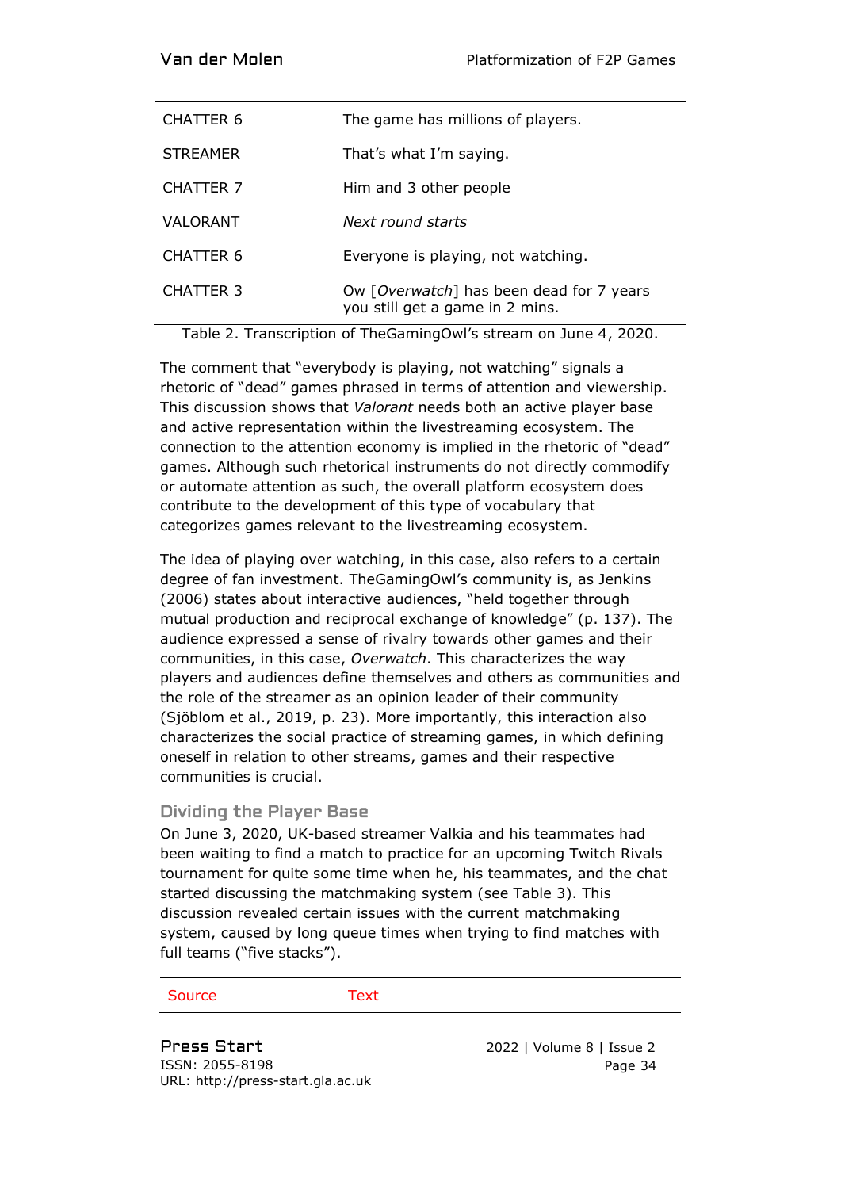| | |
|---|---|
| CHATTER 6 | The game has millions of players. |
| STREAMER | That's what I'm saying. |
| CHATTER 7 | Him and 3 other people |
| VALORANT | *Next round starts* |
| CHATTER 6 | Everyone is playing, not watching. |
| CHATTER 3 | Ow [*Overwatch*] has been dead for 7 years you still get a game in 2 mins. |

Table 2. Transcription of TheGamingOwl's stream on June 4, 2020.

The comment that "everybody is playing, not watching" signals a rhetoric of "dead" games phrased in terms of attention and viewership. This discussion shows that *Valorant* needs both an active player base and active representation within the livestreaming ecosystem. The connection to the attention economy is implied in the rhetoric of "dead" games. Although such rhetorical instruments do not directly commodify or automate attention as such, the overall platform ecosystem does contribute to the development of this type of vocabulary that categorizes games relevant to the livestreaming ecosystem.

The idea of playing over watching, in this case, also refers to a certain degree of fan investment. TheGamingOwl's community is, as Jenkins (2006) states about interactive audiences, "held together through mutual production and reciprocal exchange of knowledge" (p. 137). The audience expressed a sense of rivalry towards other games and their communities, in this case, *Overwatch*. This characterizes the way players and audiences define themselves and others as communities and the role of the streamer as an opinion leader of their community (Sjöblom et al., 2019, p. 23). More importantly, this interaction also characterizes the social practice of streaming games, in which defining oneself in relation to other streams, games and their respective communities is crucial.

### Dividing the Player Base

On June 3, 2020, UK-based streamer Valkia and his teammates had been waiting to find a match to practice for an upcoming Twitch Rivals tournament for quite some time when he, his teammates, and the chat started discussing the matchmaking system (see Table 3). This discussion revealed certain issues with the current matchmaking system, caused by long queue times when trying to find matches with full teams ("five stacks").

| Source | Text |
|---|---|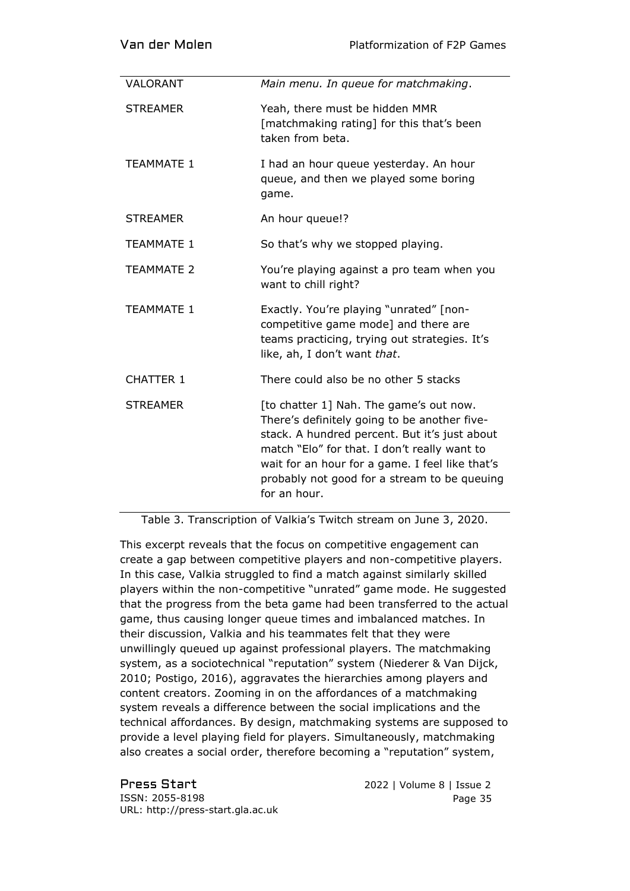| | |
|---|---|
| VALORANT | *Main menu. In queue for matchmaking*. |
| STREAMER | Yeah, there must be hidden MMR [matchmaking rating] for this that's been taken from beta. |
| TEAMMATE 1 | I had an hour queue yesterday. An hour queue, and then we played some boring game. |
| STREAMER | An hour queue!? |
| TEAMMATE 1 | So that's why we stopped playing. |
| TEAMMATE 2 | You're playing against a pro team when you want to chill right? |
| TEAMMATE 1 | Exactly. You're playing "unrated" [non-competitive game mode] and there are teams practicing, trying out strategies. It's like, ah, I don't want *that*. |
| CHATTER 1 | There could also be no other 5 stacks |
| STREAMER | [to chatter 1] Nah. The game's out now. There's definitely going to be another five-stack. A hundred percent. But it's just about match "Elo" for that. I don't really want to wait for an hour for a game. I feel like that's probably not good for a stream to be queuing for an hour. |

Table 3. Transcription of Valkia's Twitch stream on June 3, 2020.

This excerpt reveals that the focus on competitive engagement can create a gap between competitive players and non-competitive players. In this case, Valkia struggled to find a match against similarly skilled players within the non-competitive "unrated" game mode. He suggested that the progress from the beta game had been transferred to the actual game, thus causing longer queue times and imbalanced matches. In their discussion, Valkia and his teammates felt that they were unwillingly queued up against professional players. The matchmaking system, as a sociotechnical "reputation" system (Niederer & Van Dijck, 2010; Postigo, 2016), aggravates the hierarchies among players and content creators. Zooming in on the affordances of a matchmaking system reveals a difference between the social implications and the technical affordances. By design, matchmaking systems are supposed to provide a level playing field for players. Simultaneously, matchmaking also creates a social order, therefore becoming a "reputation" system,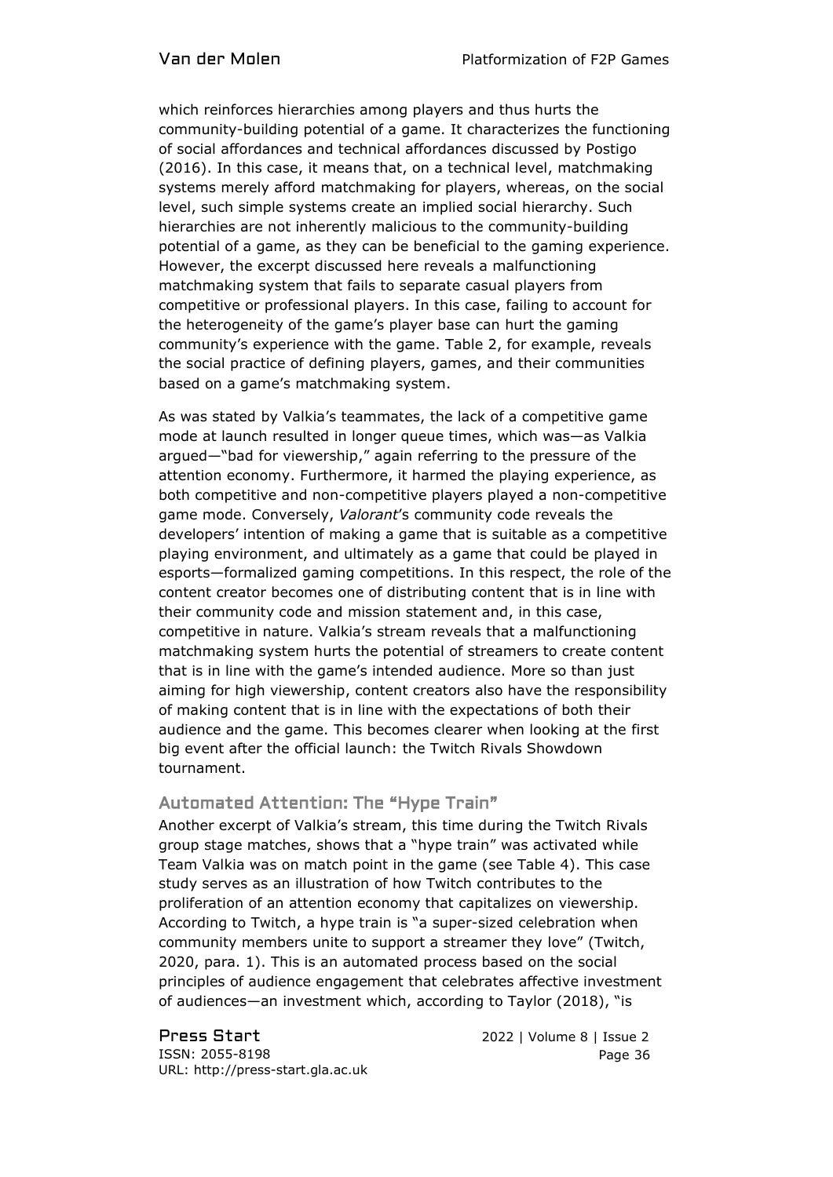which reinforces hierarchies among players and thus hurts the community-building potential of a game. It characterizes the functioning of social affordances and technical affordances discussed by Postigo (2016). In this case, it means that, on a technical level, matchmaking systems merely afford matchmaking for players, whereas, on the social level, such simple systems create an implied social hierarchy. Such hierarchies are not inherently malicious to the community-building potential of a game, as they can be beneficial to the gaming experience. However, the excerpt discussed here reveals a malfunctioning matchmaking system that fails to separate casual players from competitive or professional players. In this case, failing to account for the heterogeneity of the game's player base can hurt the gaming community's experience with the game. Table 2, for example, reveals the social practice of defining players, games, and their communities based on a game's matchmaking system.

As was stated by Valkia's teammates, the lack of a competitive game mode at launch resulted in longer queue times, which was—as Valkia argued—"bad for viewership," again referring to the pressure of the attention economy. Furthermore, it harmed the playing experience, as both competitive and non-competitive players played a non-competitive game mode. Conversely, *Valorant*'s community code reveals the developers' intention of making a game that is suitable as a competitive playing environment, and ultimately as a game that could be played in esports—formalized gaming competitions. In this respect, the role of the content creator becomes one of distributing content that is in line with their community code and mission statement and, in this case, competitive in nature. Valkia's stream reveals that a malfunctioning matchmaking system hurts the potential of streamers to create content that is in line with the game's intended audience. More so than just aiming for high viewership, content creators also have the responsibility of making content that is in line with the expectations of both their audience and the game. This becomes clearer when looking at the first big event after the official launch: the Twitch Rivals Showdown tournament.

## Automated Attention: The "Hype Train"

Another excerpt of Valkia's stream, this time during the Twitch Rivals group stage matches, shows that a "hype train" was activated while Team Valkia was on match point in the game (see Table 4). This case study serves as an illustration of how Twitch contributes to the proliferation of an attention economy that capitalizes on viewership. According to Twitch, a hype train is "a super-sized celebration when community members unite to support a streamer they love" (Twitch, 2020, para. 1). This is an automated process based on the social principles of audience engagement that celebrates affective investment of audiences—an investment which, according to Taylor (2018), "is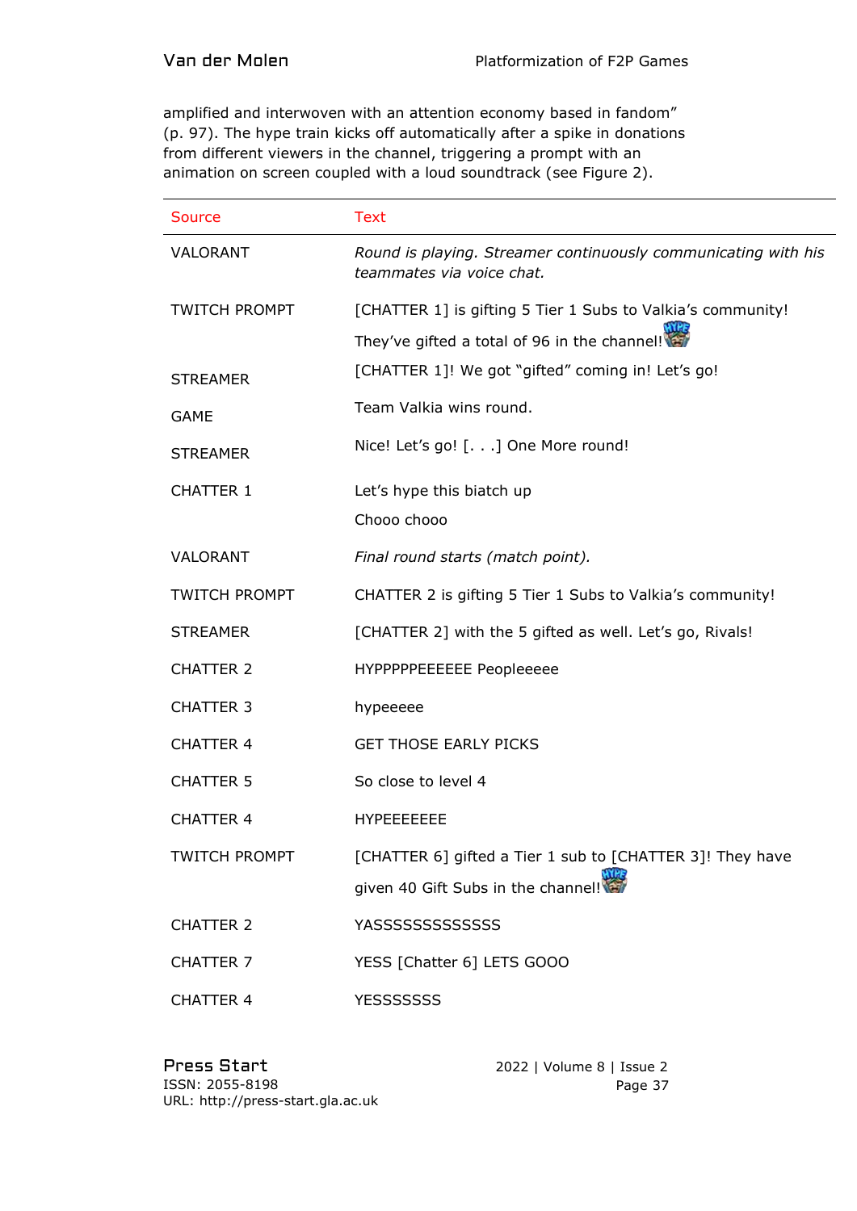amplified and interwoven with an attention economy based in fandom" (p. 97). The hype train kicks off automatically after a spike in donations from different viewers in the channel, triggering a prompt with an animation on screen coupled with a loud soundtrack (see Figure 2).

| Source | Text |
|---|---|
| VALORANT | *Round is playing. Streamer continuously communicating with his teammates via voice chat.* |
| TWITCH PROMPT | [CHATTER 1] is gifting 5 Tier 1 Subs to Valkia's community! They've gifted a total of 96 in the channel! |
| STREAMER | [CHATTER 1]! We got "gifted" coming in! Let's go! |
| GAME | Team Valkia wins round. |
| STREAMER | Nice! Let's go! [. . .] One More round! |
| CHATTER 1 | Let's hype this biatch up<br>Chooo chooo |
| VALORANT | *Final round starts (match point).* |
| TWITCH PROMPT | CHATTER 2 is gifting 5 Tier 1 Subs to Valkia's community! |
| STREAMER | [CHATTER 2] with the 5 gifted as well. Let's go, Rivals! |
| CHATTER 2 | HYPPPPPEEEEEE Peopleeeee |
| CHATTER 3 | hypeeeee |
| CHATTER 4 | GET THOSE EARLY PICKS |
| CHATTER 5 | So close to level 4 |
| CHATTER 4 | HYPEEEEEEE |
| TWITCH PROMPT | [CHATTER 6] gifted a Tier 1 sub to [CHATTER 3]! They have given 40 Gift Subs in the channel! |
| CHATTER 2 | YASSSSSSSSSSSS |
| CHATTER 7 | YESS [Chatter 6] LETS GOOO |
| CHATTER 4 | YESSSSSSS |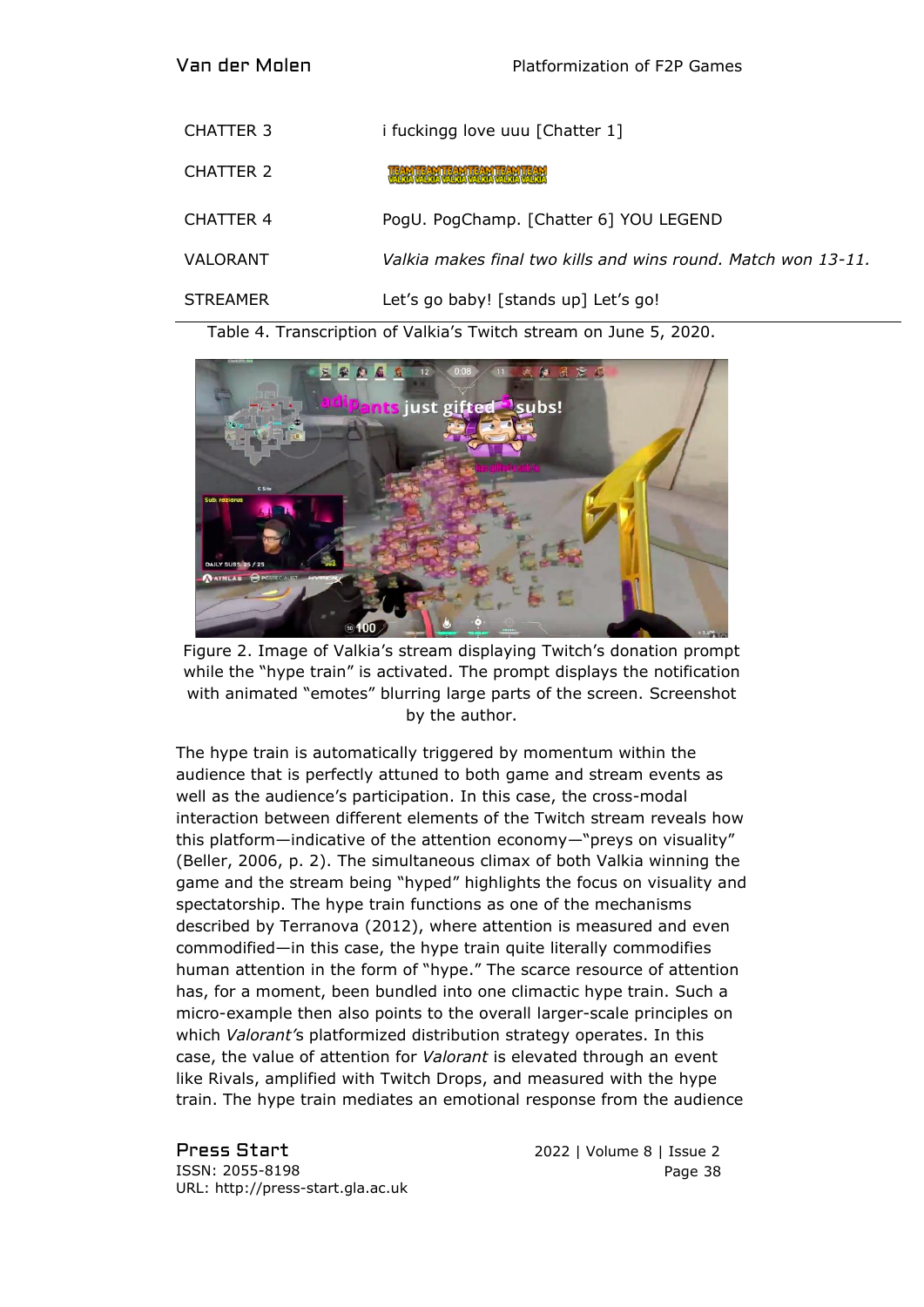| | |
|---|---|
| CHATTER 3 | i fuckingg love uuu [Chatter 1] |
| CHATTER 2 | TEAMTEAMTEAMTEAMTEAM VALKIAVALKIAVALKIAVALKIAVALKIA |
| CHATTER 4 | PogU. PogChamp. [Chatter 6] YOU LEGEND |
| VALORANT | *Valkia makes final two kills and wins round. Match won 13-11.* |
| STREAMER | Let's go baby! [stands up] Let's go! |

Table 4. Transcription of Valkia's Twitch stream on June 5, 2020.

Figure 2. Image of Valkia's stream displaying Twitch's donation prompt while the "hype train" is activated. The prompt displays the notification with animated "emotes" blurring large parts of the screen. Screenshot by the author.

The hype train is automatically triggered by momentum within the audience that is perfectly attuned to both game and stream events as well as the audience's participation. In this case, the cross-modal interaction between different elements of the Twitch stream reveals how this platform—indicative of the attention economy—"preys on visuality" (Beller, 2006, p. 2). The simultaneous climax of both Valkia winning the game and the stream being "hyped" highlights the focus on visuality and spectatorship. The hype train functions as one of the mechanisms described by Terranova (2012), where attention is measured and even commodified—in this case, the hype train quite literally commodifies human attention in the form of "hype." The scarce resource of attention has, for a moment, been bundled into one climactic hype train. Such a micro-example then also points to the overall larger-scale principles on which *Valorant's* platformized distribution strategy operates. In this case, the value of attention for *Valorant* is elevated through an event like Rivals, amplified with Twitch Drops, and measured with the hype train. The hype train mediates an emotional response from the audience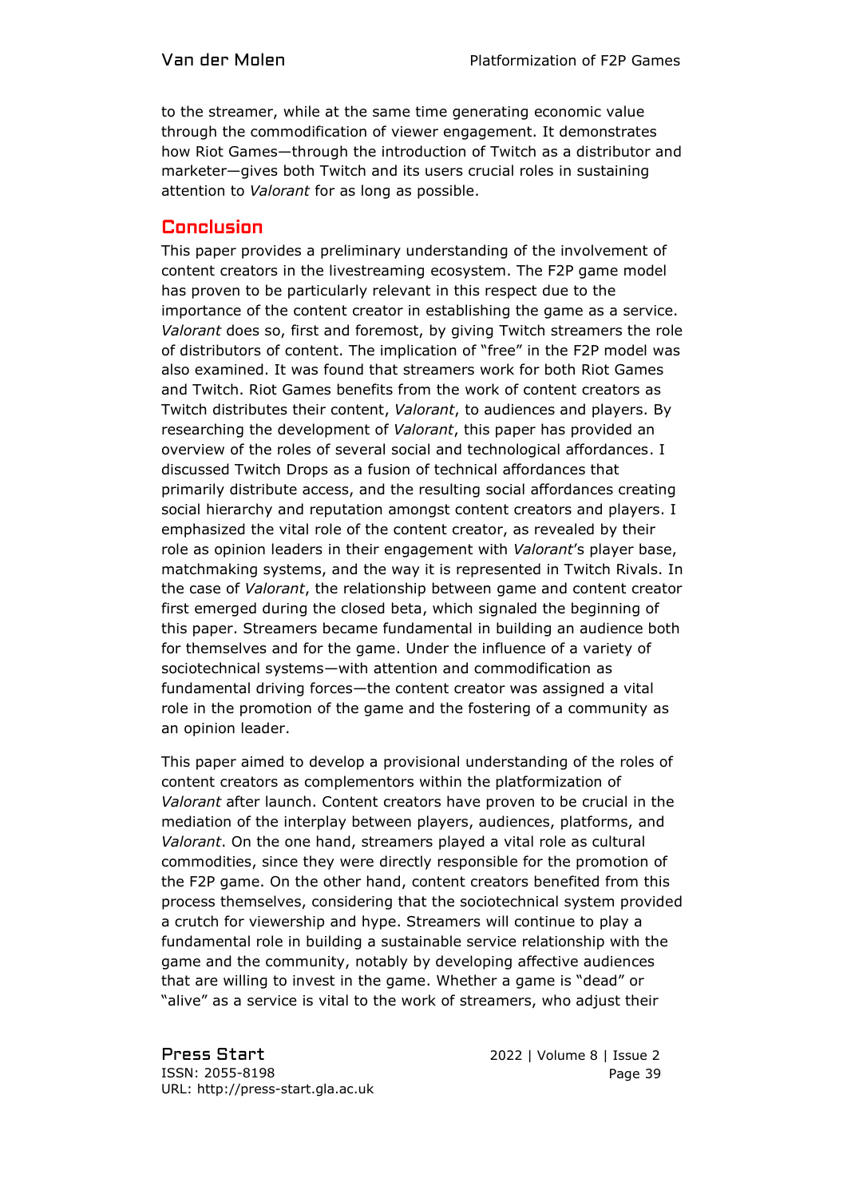to the streamer, while at the same time generating economic value through the commodification of viewer engagement. It demonstrates how Riot Games—through the introduction of Twitch as a distributor and marketer—gives both Twitch and its users crucial roles in sustaining attention to *Valorant* for as long as possible.

## Conclusion

This paper provides a preliminary understanding of the involvement of content creators in the livestreaming ecosystem. The F2P game model has proven to be particularly relevant in this respect due to the importance of the content creator in establishing the game as a service. *Valorant* does so, first and foremost, by giving Twitch streamers the role of distributors of content. The implication of "free" in the F2P model was also examined. It was found that streamers work for both Riot Games and Twitch. Riot Games benefits from the work of content creators as Twitch distributes their content, *Valorant*, to audiences and players. By researching the development of *Valorant*, this paper has provided an overview of the roles of several social and technological affordances. I discussed Twitch Drops as a fusion of technical affordances that primarily distribute access, and the resulting social affordances creating social hierarchy and reputation amongst content creators and players. I emphasized the vital role of the content creator, as revealed by their role as opinion leaders in their engagement with *Valorant*'s player base, matchmaking systems, and the way it is represented in Twitch Rivals. In the case of *Valorant*, the relationship between game and content creator first emerged during the closed beta, which signaled the beginning of this paper. Streamers became fundamental in building an audience both for themselves and for the game. Under the influence of a variety of sociotechnical systems—with attention and commodification as fundamental driving forces—the content creator was assigned a vital role in the promotion of the game and the fostering of a community as an opinion leader.

This paper aimed to develop a provisional understanding of the roles of content creators as complementors within the platformization of *Valorant* after launch. Content creators have proven to be crucial in the mediation of the interplay between players, audiences, platforms, and *Valorant*. On the one hand, streamers played a vital role as cultural commodities, since they were directly responsible for the promotion of the F2P game. On the other hand, content creators benefited from this process themselves, considering that the sociotechnical system provided a crutch for viewership and hype. Streamers will continue to play a fundamental role in building a sustainable service relationship with the game and the community, notably by developing affective audiences that are willing to invest in the game. Whether a game is "dead" or "alive" as a service is vital to the work of streamers, who adjust their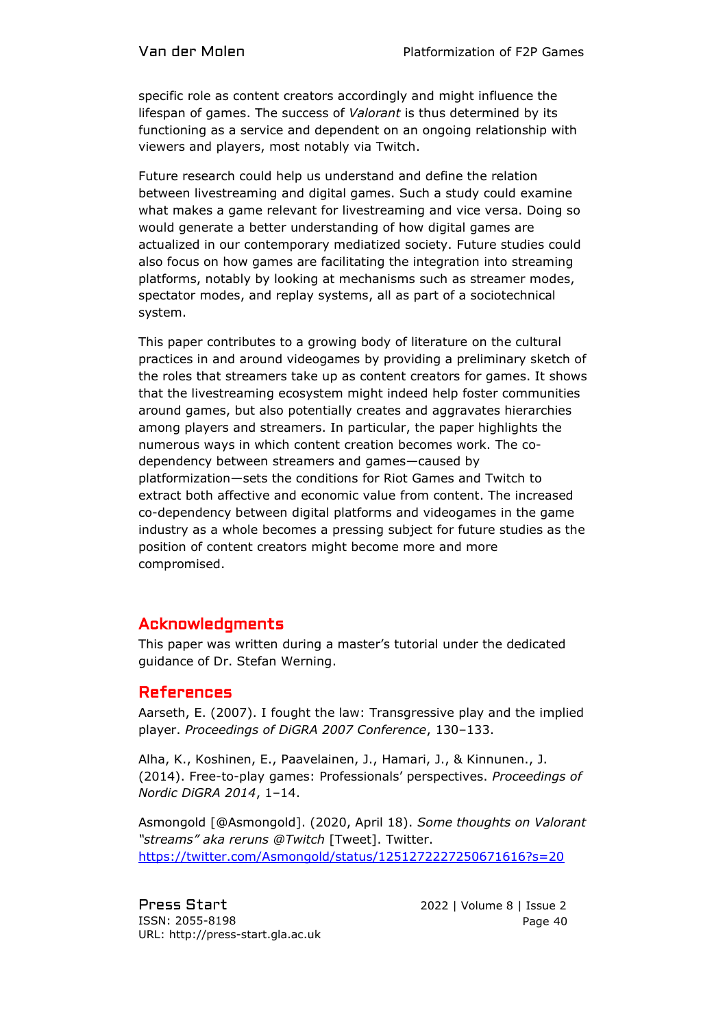specific role as content creators accordingly and might influence the lifespan of games. The success of *Valorant* is thus determined by its functioning as a service and dependent on an ongoing relationship with viewers and players, most notably via Twitch.

Future research could help us understand and define the relation between livestreaming and digital games. Such a study could examine what makes a game relevant for livestreaming and vice versa. Doing so would generate a better understanding of how digital games are actualized in our contemporary mediatized society. Future studies could also focus on how games are facilitating the integration into streaming platforms, notably by looking at mechanisms such as streamer modes, spectator modes, and replay systems, all as part of a sociotechnical system.

This paper contributes to a growing body of literature on the cultural practices in and around videogames by providing a preliminary sketch of the roles that streamers take up as content creators for games. It shows that the livestreaming ecosystem might indeed help foster communities around games, but also potentially creates and aggravates hierarchies among players and streamers. In particular, the paper highlights the numerous ways in which content creation becomes work. The co-dependency between streamers and games—caused by platformization—sets the conditions for Riot Games and Twitch to extract both affective and economic value from content. The increased co-dependency between digital platforms and videogames in the game industry as a whole becomes a pressing subject for future studies as the position of content creators might become more and more compromised.

## Acknowledgments

This paper was written during a master's tutorial under the dedicated guidance of Dr. Stefan Werning.

## References

Aarseth, E. (2007). I fought the law: Transgressive play and the implied player. *Proceedings of DiGRA 2007 Conference*, 130–133.

Alha, K., Koshinen, E., Paavelainen, J., Hamari, J., & Kinnunen., J. (2014). Free-to-play games: Professionals' perspectives. *Proceedings of Nordic DiGRA 2014*, 1–14.

Asmongold [@Asmongold]. (2020, April 18). *Some thoughts on Valorant "streams" aka reruns @Twitch* [Tweet]. Twitter. https://twitter.com/Asmongold/status/1251272227250671616?s=20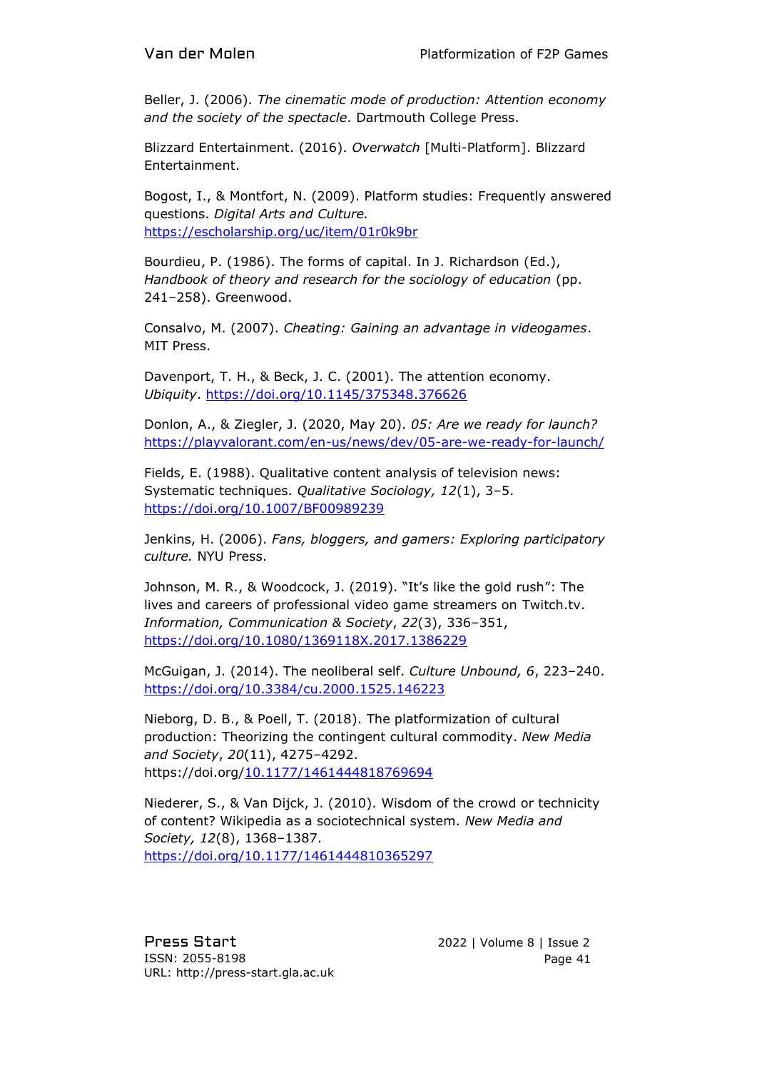Beller, J. (2006). *The cinematic mode of production: Attention economy and the society of the spectacle*. Dartmouth College Press.

Blizzard Entertainment. (2016). *Overwatch* [Multi-Platform]. Blizzard Entertainment.

Bogost, I., & Montfort, N. (2009). Platform studies: Frequently answered questions. *Digital Arts and Culture.* https://escholarship.org/uc/item/01r0k9br

Bourdieu, P. (1986). The forms of capital. In J. Richardson (Ed.), *Handbook of theory and research for the sociology of education* (pp. 241–258). Greenwood.

Consalvo, M. (2007). *Cheating: Gaining an advantage in videogames*. MIT Press.

Davenport, T. H., & Beck, J. C. (2001). The attention economy. *Ubiquity*. https://doi.org/10.1145/375348.376626

Donlon, A., & Ziegler, J. (2020, May 20). *05: Are we ready for launch?* https://playvalorant.com/en-us/news/dev/05-are-we-ready-for-launch/

Fields, E. (1988). Qualitative content analysis of television news: Systematic techniques. *Qualitative Sociology, 12*(1), 3–5. https://doi.org/10.1007/BF00989239

Jenkins, H. (2006). *Fans, bloggers, and gamers: Exploring participatory culture.* NYU Press.

Johnson, M. R., & Woodcock, J. (2019). "It's like the gold rush": The lives and careers of professional video game streamers on Twitch.tv. *Information, Communication & Society*, *22*(3), 336–351, https://doi.org/10.1080/1369118X.2017.1386229

McGuigan, J. (2014). The neoliberal self. *Culture Unbound, 6*, 223–240. https://doi.org/10.3384/cu.2000.1525.146223

Nieborg, D. B., & Poell, T. (2018). The platformization of cultural production: Theorizing the contingent cultural commodity. *New Media and Society*, *20*(11), 4275–4292. https://doi.org/10.1177/1461444818769694

Niederer, S., & Van Dijck, J. (2010). Wisdom of the crowd or technicity of content? Wikipedia as a sociotechnical system. *New Media and Society, 12*(8), 1368–1387. https://doi.org/10.1177/1461444810365297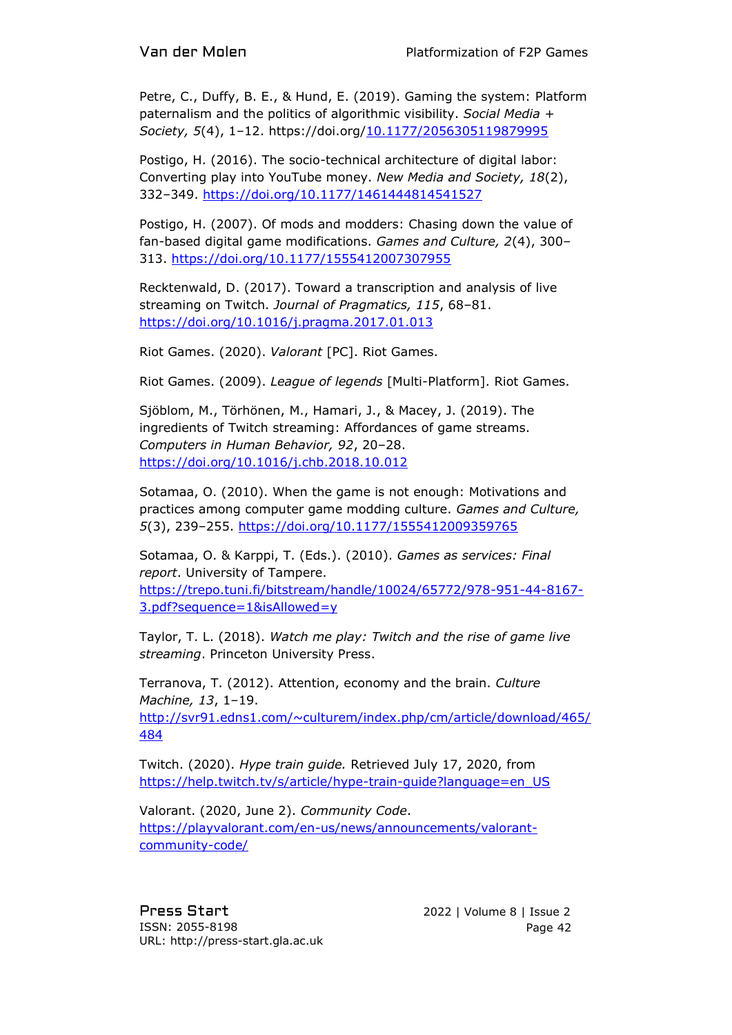Petre, C., Duffy, B. E., & Hund, E. (2019). Gaming the system: Platform paternalism and the politics of algorithmic visibility. *Social Media + Society, 5*(4), 1–12. https://doi.org/10.1177/2056305119879995

Postigo, H. (2016). The socio-technical architecture of digital labor: Converting play into YouTube money. *New Media and Society, 18*(2), 332–349. https://doi.org/10.1177/1461444814541527

Postigo, H. (2007). Of mods and modders: Chasing down the value of fan-based digital game modifications. *Games and Culture, 2*(4), 300–313. https://doi.org/10.1177/1555412007307955

Recktenwald, D. (2017). Toward a transcription and analysis of live streaming on Twitch. *Journal of Pragmatics, 115*, 68–81. https://doi.org/10.1016/j.pragma.2017.01.013

Riot Games. (2020). *Valorant* [PC]. Riot Games.

Riot Games. (2009). *League of legends* [Multi-Platform]. Riot Games.

Sjöblom, M., Törhönen, M., Hamari, J., & Macey, J. (2019). The ingredients of Twitch streaming: Affordances of game streams. *Computers in Human Behavior, 92*, 20–28. https://doi.org/10.1016/j.chb.2018.10.012

Sotamaa, O. (2010). When the game is not enough: Motivations and practices among computer game modding culture. *Games and Culture, 5*(3), 239–255. https://doi.org/10.1177/1555412009359765

Sotamaa, O. & Karppi, T. (Eds.). (2010). *Games as services: Final report*. University of Tampere. https://trepo.tuni.fi/bitstream/handle/10024/65772/978-951-44-8167-3.pdf?sequence=1&isAllowed=y

Taylor, T. L. (2018). *Watch me play: Twitch and the rise of game live streaming*. Princeton University Press.

Terranova, T. (2012). Attention, economy and the brain. *Culture Machine, 13*, 1–19. http://svr91.edns1.com/~culturem/index.php/cm/article/download/465/484

Twitch. (2020). *Hype train guide.* Retrieved July 17, 2020, from https://help.twitch.tv/s/article/hype-train-guide?language=en_US

Valorant. (2020, June 2). *Community Code*. https://playvalorant.com/en-us/news/announcements/valorant-community-code/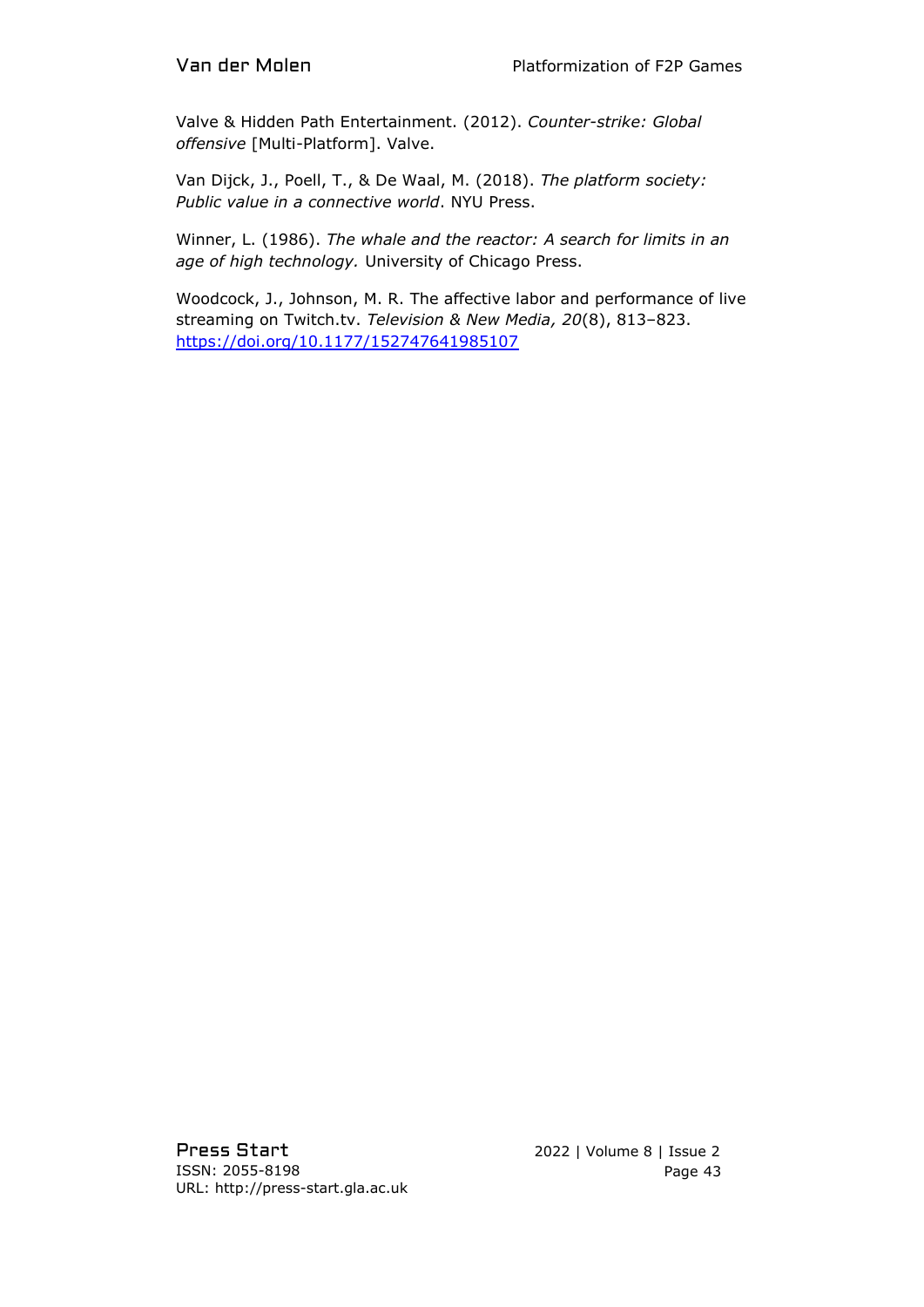Valve & Hidden Path Entertainment. (2012). *Counter-strike: Global offensive* [Multi-Platform]. Valve.

Van Dijck, J., Poell, T., & De Waal, M. (2018). *The platform society: Public value in a connective world*. NYU Press.

Winner, L. (1986). *The whale and the reactor: A search for limits in an age of high technology.* University of Chicago Press.

Woodcock, J., Johnson, M. R. The affective labor and performance of live streaming on Twitch.tv. *Television & New Media, 20*(8), 813–823. https://doi.org/10.1177/152747641985107